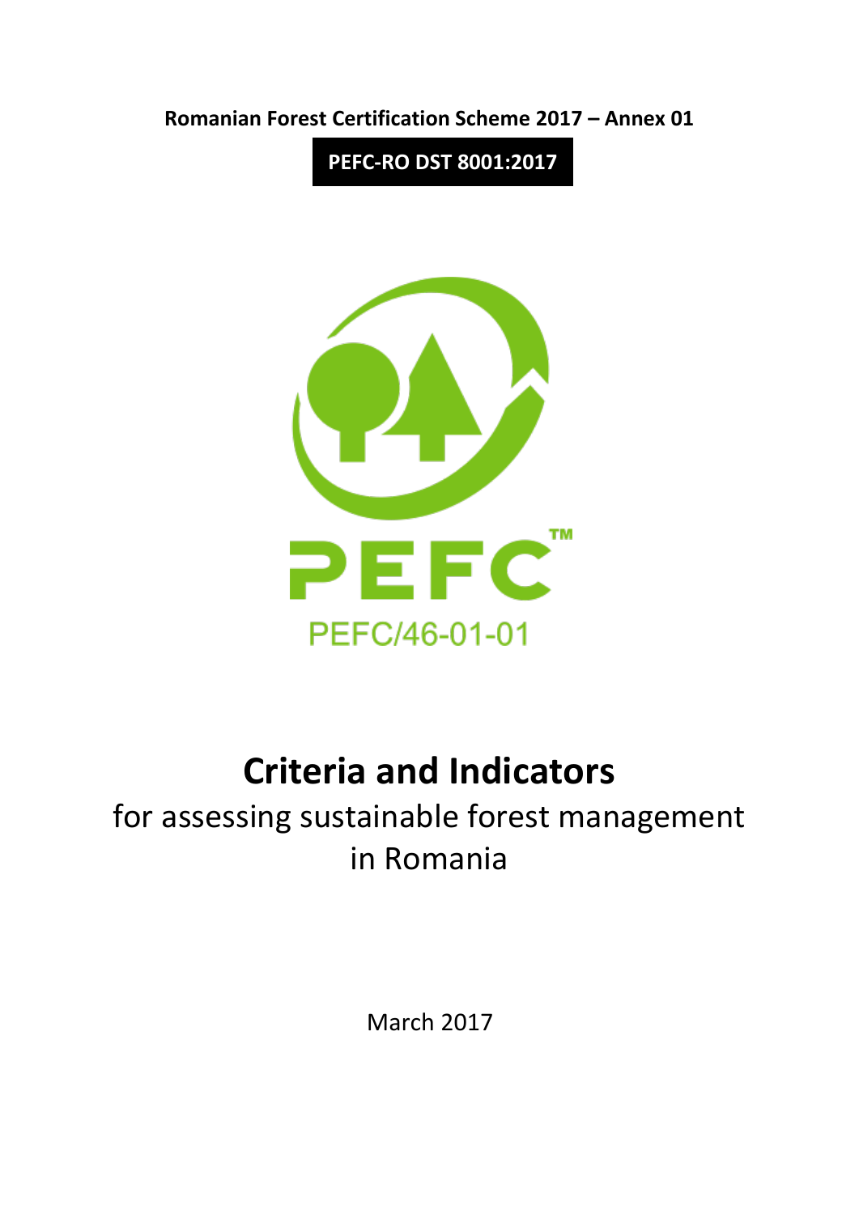**Romanian Forest Certification Scheme 2017 – Annex 01**

**PEFC-RO DST 8001:2017**

PEFC

PEFC/46-01-01

# Criteria and Indicators

for assessing sustainable forest management in Romania

March 2017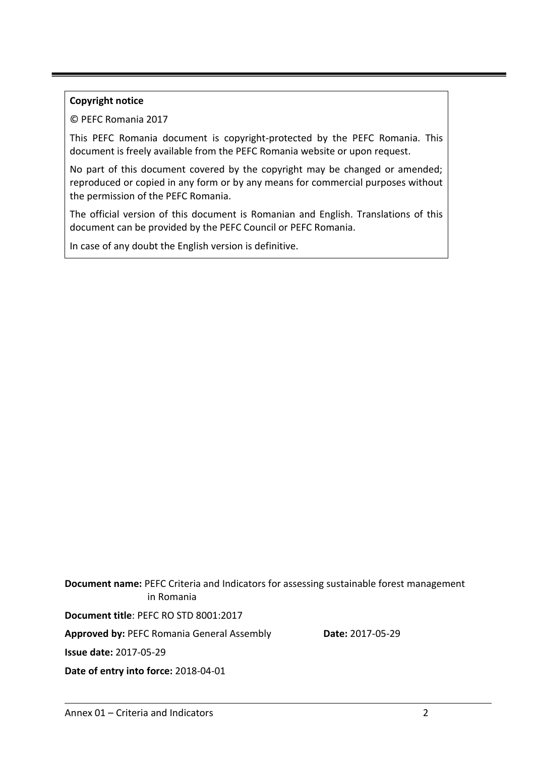**Copyright notice**

© PEFC Romania 2017

This PEFC Romania document is copyright-protected by the PEFC Romania. This document is freely available from the PEFC Romania website or upon request.

No part of this document covered by the copyright may be changed or amended; reproduced or copied in any form or by any means for commercial purposes without the permission of the PEFC Romania.

The official version of this document is Romanian and English. Translations of this document can be provided by the PEFC Council or PEFC Romania.

In case of any doubt the English version is definitive.

**Document name:** PEFC Criteria and Indicators for assessing sustainable forest management in Romania

**Document title**: PEFC RO STD 8001:2017

**Approved by:** PEFC Romania General Assembly **Date:** 2017-05-29

**Issue date:** 2017-05-29

**Date of entry into force:** 2018-04-01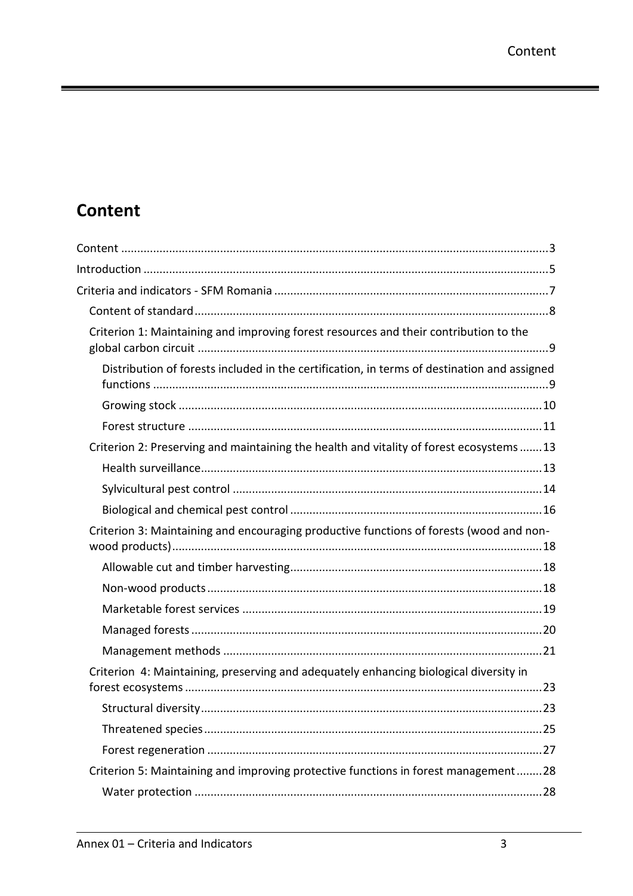# Content

- Content ... 3
- Introduction ... 5
- Criteria and indicators - SFM Romania ... 7
  - Content of standard ... 8
  - Criterion 1: Maintaining and improving forest resources and their contribution to the global carbon circuit ... 9
    - Distribution of forests included in the certification, in terms of destination and assigned functions ... 9
    - Growing stock ... 10
    - Forest structure ... 11
  - Criterion 2: Preserving and maintaining the health and vitality of forest ecosystems ... 13
    - Health surveillance ... 13
    - Sylvicultural pest control ... 14
    - Biological and chemical pest control ... 16
  - Criterion 3: Maintaining and encouraging productive functions of forests (wood and non-wood products) ... 18
    - Allowable cut and timber harvesting ... 18
    - Non-wood products ... 18
    - Marketable forest services ... 19
    - Managed forests ... 20
    - Management methods ... 21
  - Criterion 4: Maintaining, preserving and adequately enhancing biological diversity in forest ecosystems ... 23
    - Structural diversity ... 23
    - Threatened species ... 25
    - Forest regeneration ... 27
  - Criterion 5: Maintaining and improving protective functions in forest management ... 28
    - Water protection ... 28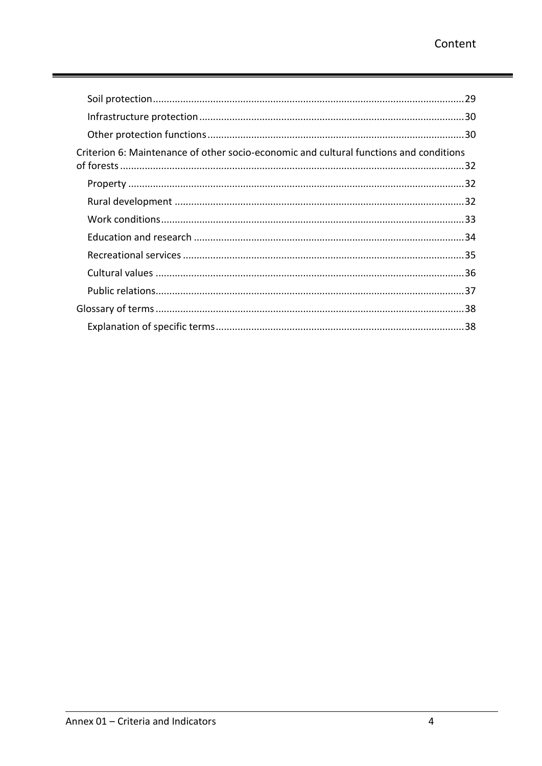Soil protection ..... 29

Infrastructure protection ..... 30

Other protection functions ..... 30

Criterion 6: Maintenance of other socio-economic and cultural functions and conditions of forests ..... 32

Property ..... 32

Rural development ..... 32

Work conditions ..... 33

Education and research ..... 34

Recreational services ..... 35

Cultural values ..... 36

Public relations ..... 37

Glossary of terms ..... 38

Explanation of specific terms ..... 38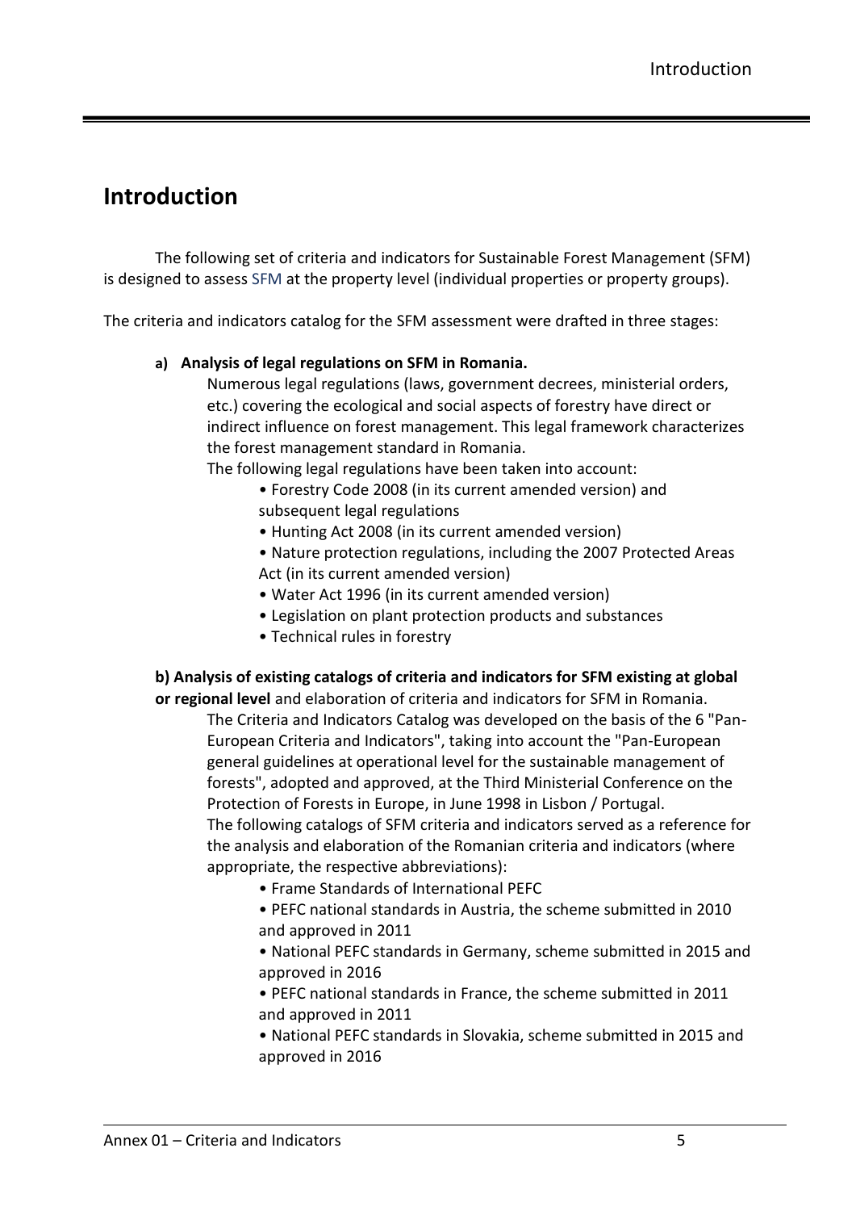# Introduction

The following set of criteria and indicators for Sustainable Forest Management (SFM) is designed to assess SFM at the property level (individual properties or property groups).

The criteria and indicators catalog for the SFM assessment were drafted in three stages:

**a) Analysis of legal regulations on SFM in Romania.**

Numerous legal regulations (laws, government decrees, ministerial orders, etc.) covering the ecological and social aspects of forestry have direct or indirect influence on forest management. This legal framework characterizes the forest management standard in Romania.

The following legal regulations have been taken into account:

- Forestry Code 2008 (in its current amended version) and subsequent legal regulations
- Hunting Act 2008 (in its current amended version)
- Nature protection regulations, including the 2007 Protected Areas Act (in its current amended version)
- Water Act 1996 (in its current amended version)
- Legislation on plant protection products and substances
- Technical rules in forestry

**b) Analysis of existing catalogs of criteria and indicators for SFM existing at global or regional level** and elaboration of criteria and indicators for SFM in Romania.

The Criteria and Indicators Catalog was developed on the basis of the 6 "Pan-European Criteria and Indicators", taking into account the "Pan-European general guidelines at operational level for the sustainable management of forests", adopted and approved, at the Third Ministerial Conference on the Protection of Forests in Europe, in June 1998 in Lisbon / Portugal.

The following catalogs of SFM criteria and indicators served as a reference for the analysis and elaboration of the Romanian criteria and indicators (where appropriate, the respective abbreviations):

- Frame Standards of International PEFC
- PEFC national standards in Austria, the scheme submitted in 2010 and approved in 2011
- National PEFC standards in Germany, scheme submitted in 2015 and approved in 2016
- PEFC national standards in France, the scheme submitted in 2011 and approved in 2011
- National PEFC standards in Slovakia, scheme submitted in 2015 and approved in 2016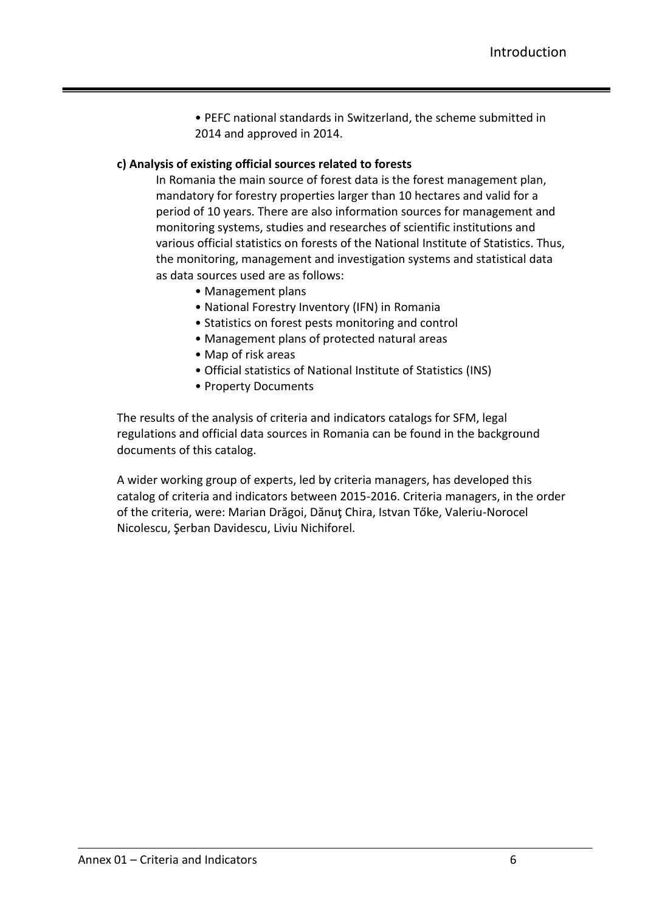- PEFC national standards in Switzerland, the scheme submitted in 2014 and approved in 2014.

**c) Analysis of existing official sources related to forests**

In Romania the main source of forest data is the forest management plan, mandatory for forestry properties larger than 10 hectares and valid for a period of 10 years. There are also information sources for management and monitoring systems, studies and researches of scientific institutions and various official statistics on forests of the National Institute of Statistics. Thus, the monitoring, management and investigation systems and statistical data as data sources used are as follows:

- Management plans
- National Forestry Inventory (IFN) in Romania
- Statistics on forest pests monitoring and control
- Management plans of protected natural areas
- Map of risk areas
- Official statistics of National Institute of Statistics (INS)
- Property Documents

The results of the analysis of criteria and indicators catalogs for SFM, legal regulations and official data sources in Romania can be found in the background documents of this catalog.

A wider working group of experts, led by criteria managers, has developed this catalog of criteria and indicators between 2015-2016. Criteria managers, in the order of the criteria, were: Marian Drăgoi, Dănuţ Chira, Istvan Tőke, Valeriu-Norocel Nicolescu, Şerban Davidescu, Liviu Nichiforel.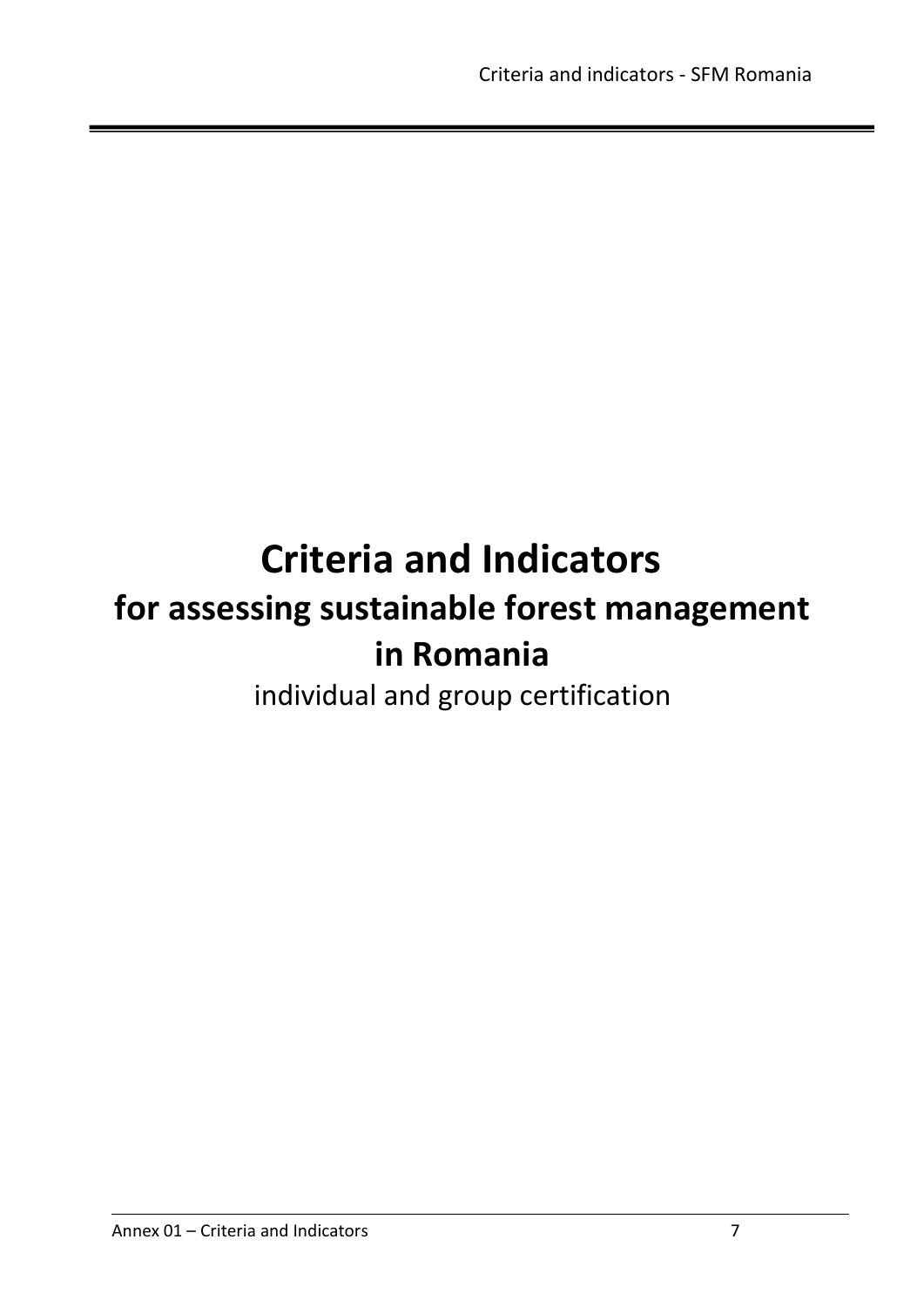# Criteria and Indicators

## for assessing sustainable forest management in Romania

individual and group certification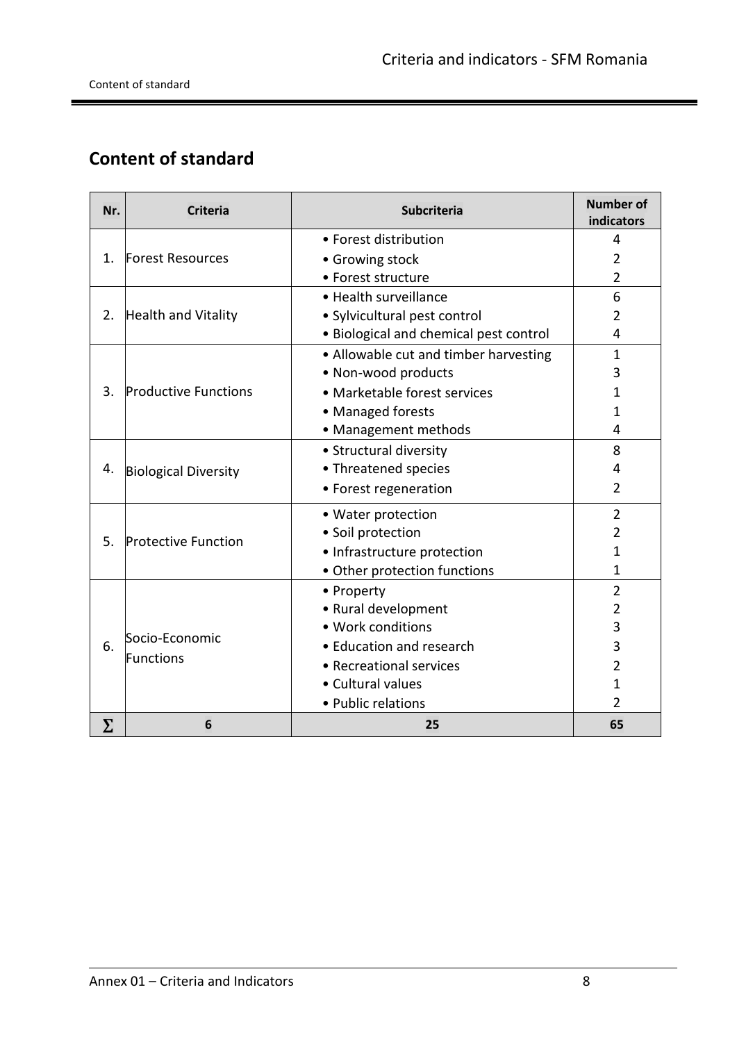## Content of standard

| Nr. | Criteria | Subcriteria | Number of indicators |
|---|---|---|---|
| 1. | Forest Resources | • Forest distribution | 4 |
| | | • Growing stock | 2 |
| | | • Forest structure | 2 |
| 2. | Health and Vitality | • Health surveillance | 6 |
| | | • Sylvicultural pest control | 2 |
| | | • Biological and chemical pest control | 4 |
| 3. | Productive Functions | • Allowable cut and timber harvesting | 1 |
| | | • Non-wood products | 3 |
| | | • Marketable forest services | 1 |
| | | • Managed forests | 1 |
| | | • Management methods | 4 |
| 4. | Biological Diversity | • Structural diversity | 8 |
| | | • Threatened species | 4 |
| | | • Forest regeneration | 2 |
| 5. | Protective Function | • Water protection | 2 |
| | | • Soil protection | 2 |
| | | • Infrastructure protection | 1 |
| | | • Other protection functions | 1 |
| 6. | Socio-Economic Functions | • Property | 2 |
| | | • Rural development | 2 |
| | | • Work conditions | 3 |
| | | • Education and research | 3 |
| | | • Recreational services | 2 |
| | | • Cultural values | 1 |
| | | • Public relations | 2 |
| **∑** | **6** | **25** | **65** |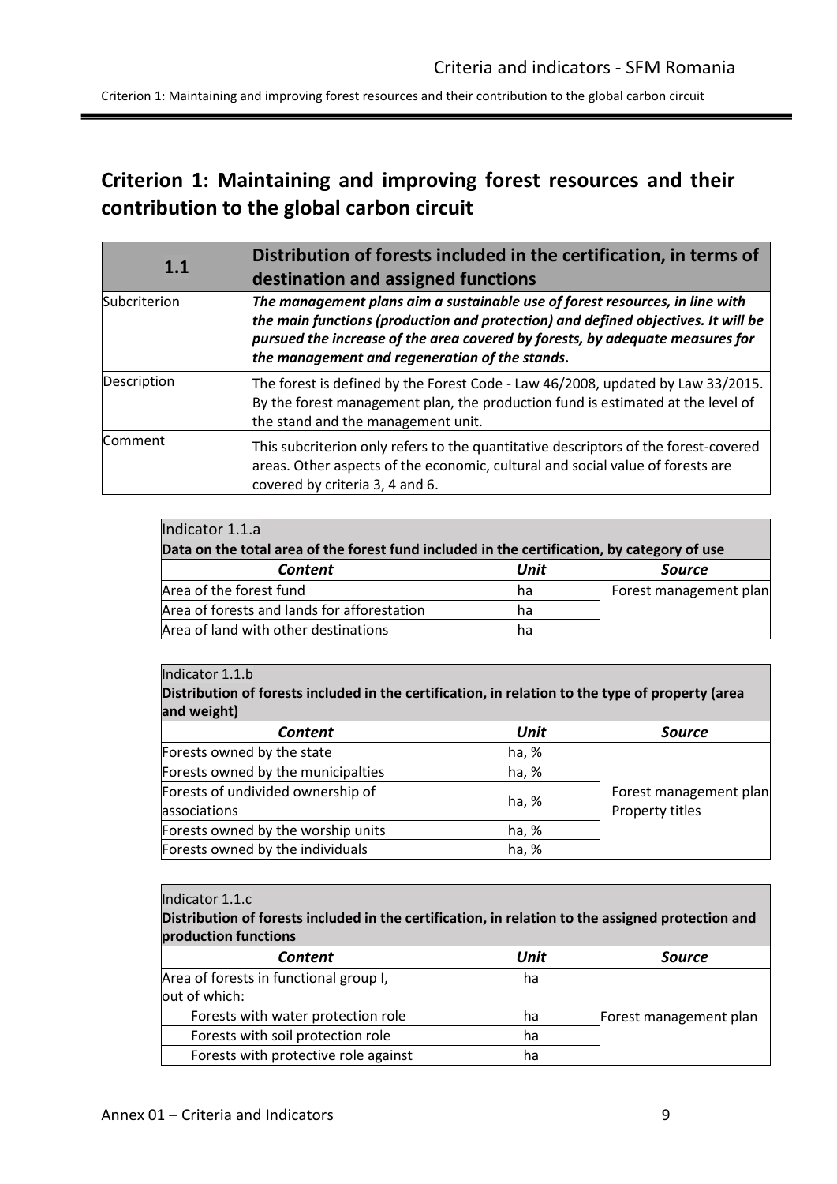## Criterion 1: Maintaining and improving forest resources and their contribution to the global carbon circuit

| 1.1 | Distribution of forests included in the certification, in terms of destination and assigned functions |
|---|---|
| Subcriterion | ***The management plans aim a sustainable use of forest resources, in line with the main functions (production and protection) and defined objectives. It will be pursued the increase of the area covered by forests, by adequate measures for the management and regeneration of the stands.*** |
| Description | The forest is defined by the Forest Code - Law 46/2008, updated by Law 33/2015. By the forest management plan, the production fund is estimated at the level of the stand and the management unit. |
| Comment | This subcriterion only refers to the quantitative descriptors of the forest-covered areas. Other aspects of the economic, cultural and social value of forests are covered by criteria 3, 4 and 6. |

Indicator 1.1.a
**Data on the total area of the forest fund included in the certification, by category of use**

| *Content* | *Unit* | *Source* |
|---|---|---|
| Area of the forest fund | ha | Forest management plan |
| Area of forests and lands for afforestation | ha | |
| Area of land with other destinations | ha | |

Indicator 1.1.b
**Distribution of forests included in the certification, in relation to the type of property (area and weight)**

| *Content* | *Unit* | *Source* |
|---|---|---|
| Forests owned by the state | ha, % | Forest management plan<br>Property titles |
| Forests owned by the municipalties | ha, % | |
| Forests of undivided ownership of associations | ha, % | |
| Forests owned by the worship units | ha, % | |
| Forests owned by the individuals | ha, % | |

Indicator 1.1.c
**Distribution of forests included in the certification, in relation to the assigned protection and production functions**

| *Content* | *Unit* | *Source* |
|---|---|---|
| Area of forests in functional group I, out of which: | ha | Forest management plan |
| Forests with water protection role | ha | |
| Forests with soil protection role | ha | |
| Forests with protective role against | ha | |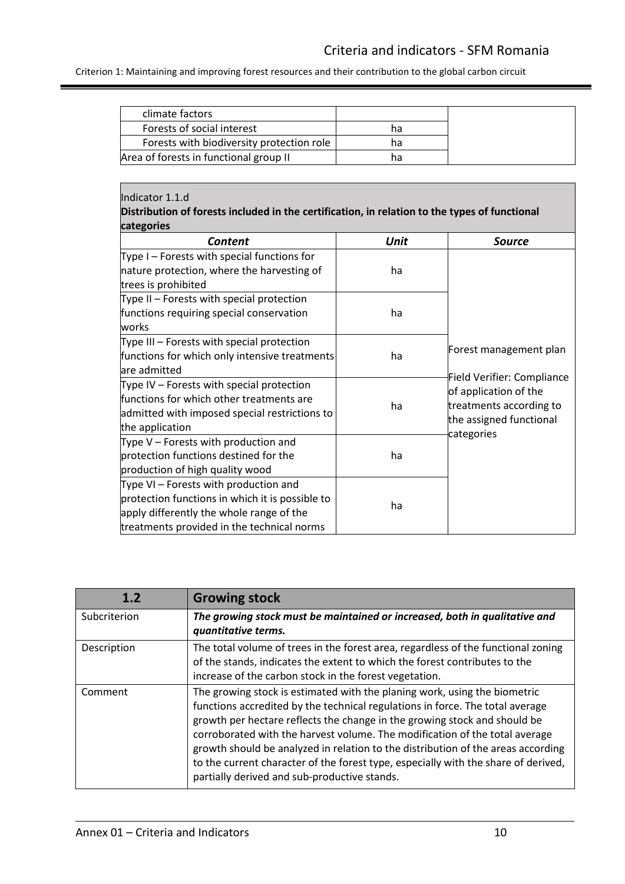| | | |
|---|---|---|
| climate factors | | |
| Forests of social interest | ha | |
| Forests with biodiversity protection role | ha | |
| Area of forests in functional group II | ha | |

Indicator 1.1.d

**Distribution of forests included in the certification, in relation to the types of functional categories**

| *Content* | *Unit* | *Source* |
|---|---|---|
| Type I – Forests with special functions for nature protection, where the harvesting of trees is prohibited | ha | Forest management plan<br><br>Field Verifier: Compliance of application of the treatments according to the assigned functional categories |
| Type II – Forests with special protection functions requiring special conservation works | ha | |
| Type III – Forests with special protection functions for which only intensive treatments are admitted | ha | |
| Type IV – Forests with special protection functions for which other treatments are admitted with imposed special restrictions to the application | ha | |
| Type V – Forests with production and protection functions destined for the production of high quality wood | ha | |
| Type VI – Forests with production and protection functions in which it is possible to apply differently the whole range of the treatments provided in the technical norms | ha | |

| 1.2 | Growing stock |
|---|---|
| Subcriterion | ***The growing stock must be maintained or increased, both in qualitative and quantitative terms.*** |
| Description | The total volume of trees in the forest area, regardless of the functional zoning of the stands, indicates the extent to which the forest contributes to the increase of the carbon stock in the forest vegetation. |
| Comment | The growing stock is estimated with the planing work, using the biometric functions accredited by the technical regulations in force. The total average growth per hectare reflects the change in the growing stock and should be corroborated with the harvest volume. The modification of the total average growth should be analyzed in relation to the distribution of the areas according to the current character of the forest type, especially with the share of derived, partially derived and sub-productive stands. |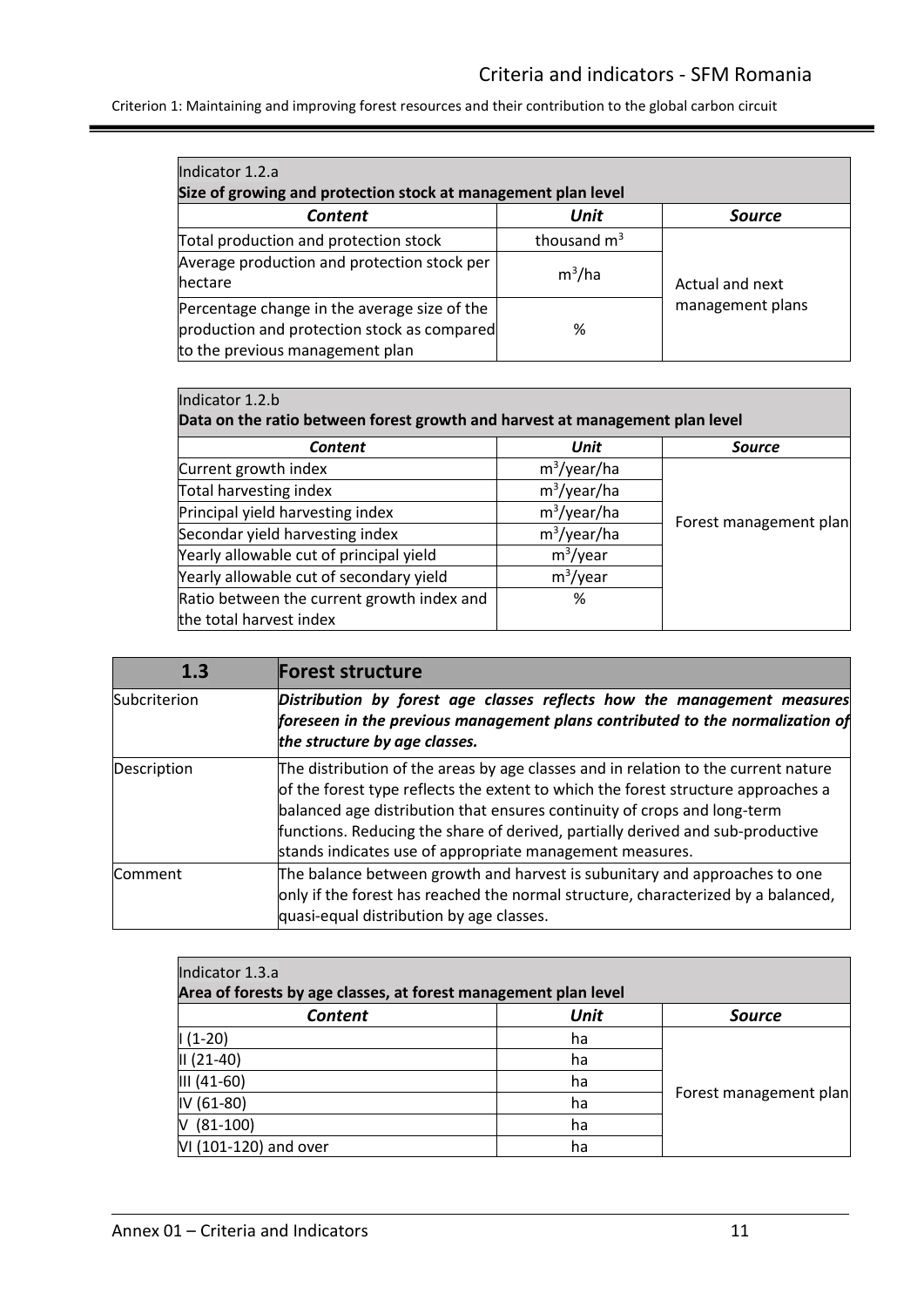| Indicator 1.2.a<br>**Size of growing and protection stock at management plan level** | | |
|---|---|---|
| ***Content*** | ***Unit*** | ***Source*** |
| Total production and protection stock | thousand $m^3$ | Actual and next management plans |
| Average production and protection stock per hectare | $m^3$/ha | |
| Percentage change in the average size of the production and protection stock as compared to the previous management plan | % | |

| Indicator 1.2.b<br>**Data on the ratio between forest growth and harvest at management plan level** | | |
|---|---|---|
| ***Content*** | ***Unit*** | ***Source*** |
| Current growth index | $m^3$/year/ha | Forest management plan |
| Total harvesting index | $m^3$/year/ha | |
| Principal yield harvesting index | $m^3$/year/ha | |
| Secondar yield harvesting index | $m^3$/year/ha | |
| Yearly allowable cut of principal yield | $m^3$/year | |
| Yearly allowable cut of secondary yield | $m^3$/year | |
| Ratio between the current growth index and the total harvest index | % | |

| **1.3** | **Forest structure** |
|---|---|
| Subcriterion | ***Distribution by forest age classes reflects how the management measures foreseen in the previous management plans contributed to the normalization of the structure by age classes.*** |
| Description | The distribution of the areas by age classes and in relation to the current nature of the forest type reflects the extent to which the forest structure approaches a balanced age distribution that ensures continuity of crops and long-term functions. Reducing the share of derived, partially derived and sub-productive stands indicates use of appropriate management measures. |
| Comment | The balance between growth and harvest is subunitary and approaches to one only if the forest has reached the normal structure, characterized by a balanced, quasi-equal distribution by age classes. |

| Indicator 1.3.a<br>**Area of forests by age classes, at forest management plan level** | | |
|---|---|---|
| ***Content*** | ***Unit*** | ***Source*** |
| I (1-20) | ha | Forest management plan |
| II (21-40) | ha | |
| III (41-60) | ha | |
| IV (61-80) | ha | |
| V (81-100) | ha | |
| VI (101-120) and over | ha | |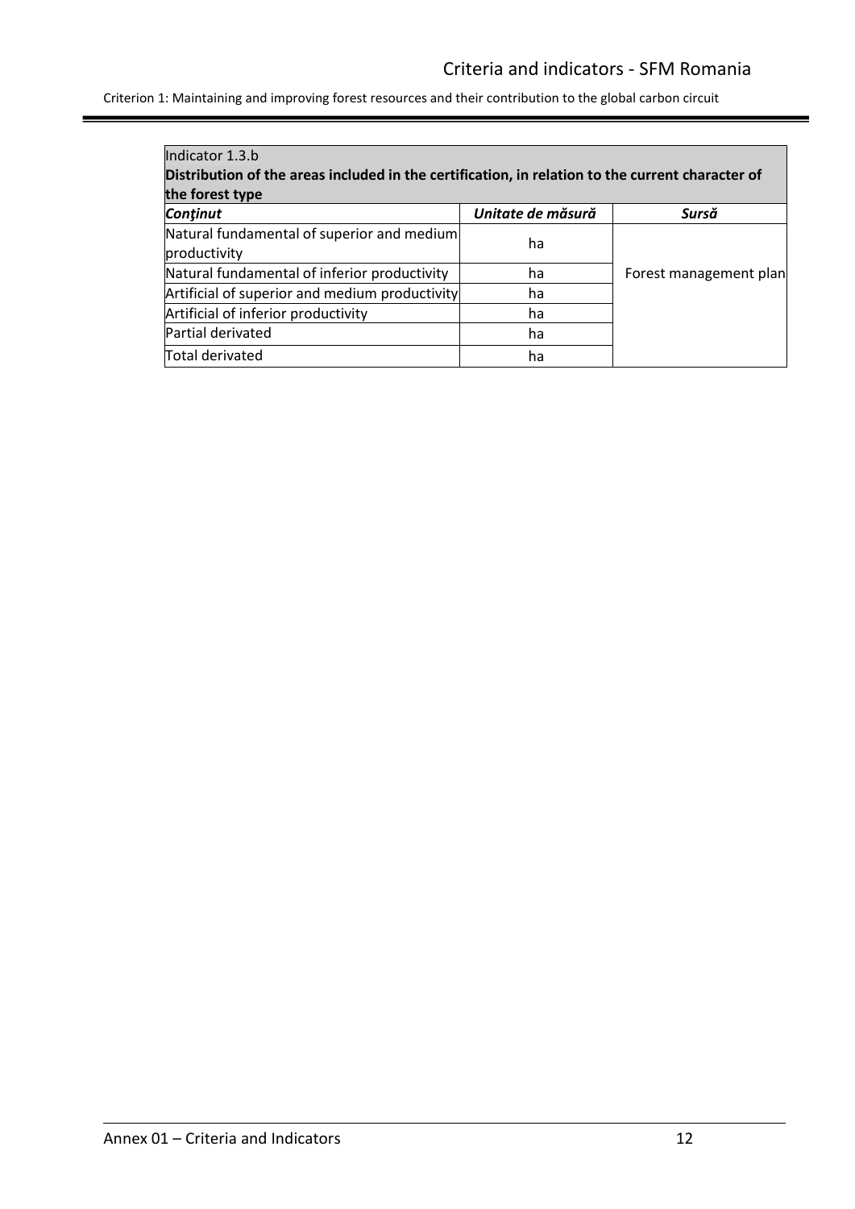Criterion 1: Maintaining and improving forest resources and their contribution to the global carbon circuit

| Indicator 1.3.b<br>**Distribution of the areas included in the certification, in relation to the current character of the forest type** | | |
|---|---|---|
| ***Conţinut*** | ***Unitate de măsură*** | ***Sursă*** |
| Natural fundamental of superior and medium productivity | ha | Forest management plan |
| Natural fundamental of inferior productivity | ha | |
| Artificial of superior and medium productivity | ha | |
| Artificial of inferior productivity | ha | |
| Partial derivated | ha | |
| Total derivated | ha | |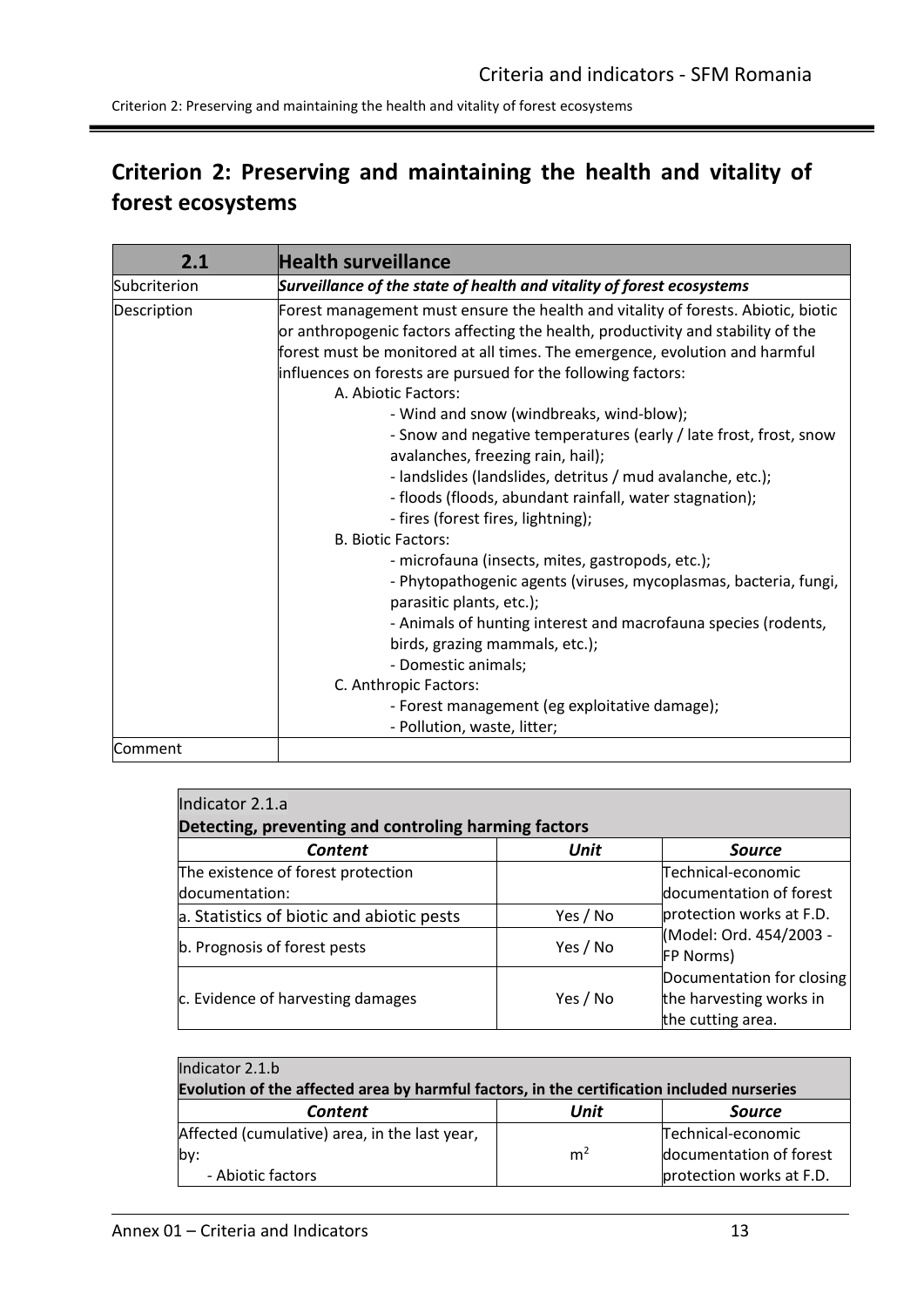# Criterion 2: Preserving and maintaining the health and vitality of forest ecosystems

| 2.1 | Health surveillance |
|---|---|
| Subcriterion | ***Surveillance of the state of health and vitality of forest ecosystems*** |
| Description | Forest management must ensure the health and vitality of forests. Abiotic, biotic or anthropogenic factors affecting the health, productivity and stability of the forest must be monitored at all times. The emergence, evolution and harmful influences on forests are pursued for the following factors:<br>A. Abiotic Factors:<br>- Wind and snow (windbreaks, wind-blow);<br>- Snow and negative temperatures (early / late frost, frost, snow avalanches, freezing rain, hail);<br>- landslides (landslides, detritus / mud avalanche, etc.);<br>- floods (floods, abundant rainfall, water stagnation);<br>- fires (forest fires, lightning);<br>B. Biotic Factors:<br>- microfauna (insects, mites, gastropods, etc.);<br>- Phytopathogenic agents (viruses, mycoplasmas, bacteria, fungi, parasitic plants, etc.);<br>- Animals of hunting interest and macrofauna species (rodents, birds, grazing mammals, etc.);<br>- Domestic animals;<br>C. Anthropic Factors:<br>- Forest management (eg exploitative damage);<br>- Pollution, waste, litter; |
| Comment | |

| Indicator 2.1.a<br>**Detecting, preventing and controling harming factors** | | |
|---|---|---|
| ***Content*** | ***Unit*** | ***Source*** |
| The existence of forest protection documentation: | | Technical-economic documentation of forest protection works at F.D. (Model: Ord. 454/2003 - FP Norms) |
| a. Statistics of biotic and abiotic pests | Yes / No | |
| b. Prognosis of forest pests | Yes / No | |
| c. Evidence of harvesting damages | Yes / No | Documentation for closing the harvesting works in the cutting area. |

| Indicator 2.1.b<br>**Evolution of the affected area by harmful factors, in the certification included nurseries** | | |
|---|---|---|
| ***Content*** | ***Unit*** | ***Source*** |
| Affected (cumulative) area, in the last year, by:<br>- Abiotic factors | $m^2$ | Technical-economic documentation of forest protection works at F.D. |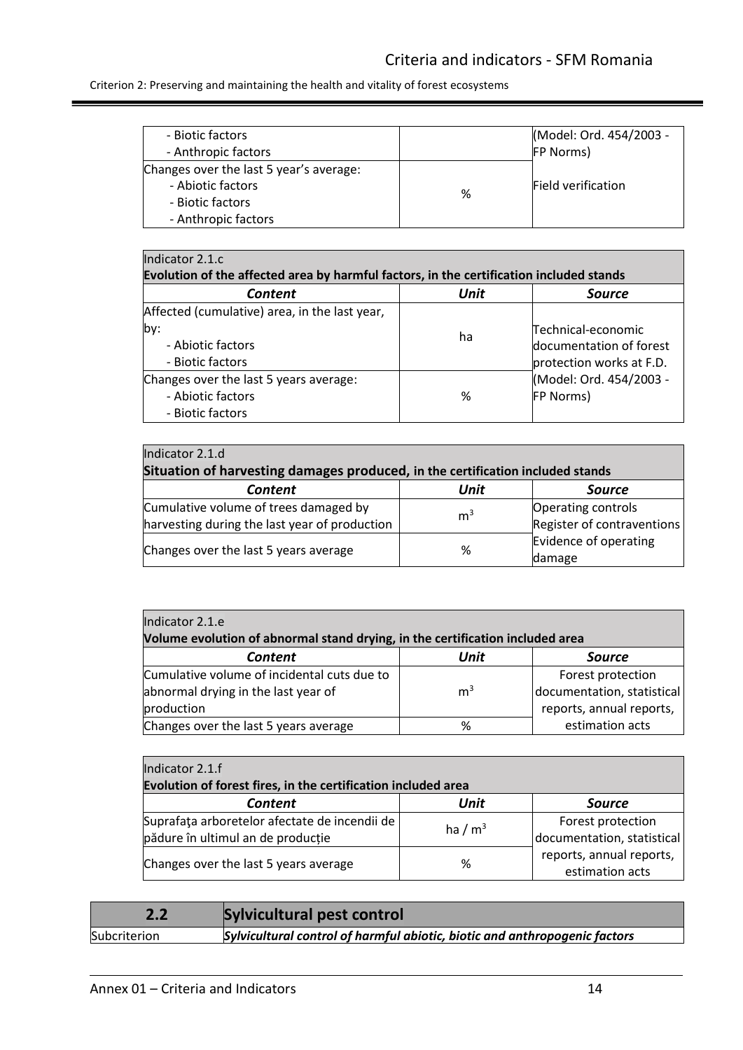| | | |
|---|---|---|
| - Biotic factors<br>- Anthropic factors | | (Model: Ord. 454/2003 - FP Norms) |
| Changes over the last 5 year's average:<br>- Abiotic factors<br>- Biotic factors<br>- Anthropic factors | % | Field verification |

| Indicator 2.1.c<br>**Evolution of the affected area by harmful factors, in the certification included stands** | | |
|---|---|---|
| ***Content*** | ***Unit*** | ***Source*** |
| Affected (cumulative) area, in the last year, by:<br>- Abiotic factors<br>- Biotic factors | ha | Technical-economic documentation of forest protection works at F.D. (Model: Ord. 454/2003 - FP Norms) |
| Changes over the last 5 years average:<br>- Abiotic factors<br>- Biotic factors | % | |

| Indicator 2.1.d<br>**Situation of harvesting damages produced,** in the certification included stands | | |
|---|---|---|
| ***Content*** | ***Unit*** | ***Source*** |
| Cumulative volume of trees damaged by harvesting during the last year of production | $m^3$ | Operating controls<br>Register of contraventions |
| Changes over the last 5 years average | % | Evidence of operating damage |

| Indicator 2.1.e<br>**Volume evolution of abnormal stand drying, in the certification included area** | | |
|---|---|---|
| ***Content*** | ***Unit*** | ***Source*** |
| Cumulative volume of incidental cuts due to abnormal drying in the last year of production | $m^3$ | Forest protection documentation, statistical reports, annual reports, estimation acts |
| Changes over the last 5 years average | % | |

| Indicator 2.1.f<br>**Evolution of forest fires, in the certification included area** | | |
|---|---|---|
| ***Content*** | ***Unit*** | ***Source*** |
| Suprafaţa arboretelor afectate de incendii de pădure în ultimul an de producție | ha / $m^3$ | Forest protection documentation, statistical reports, annual reports, estimation acts |
| Changes over the last 5 years average | % | |

| **2.2** | **Sylvicultural pest control** |
|---|---|
| Subcriterion | ***Sylvicultural control of harmful abiotic, biotic and anthropogenic factors*** |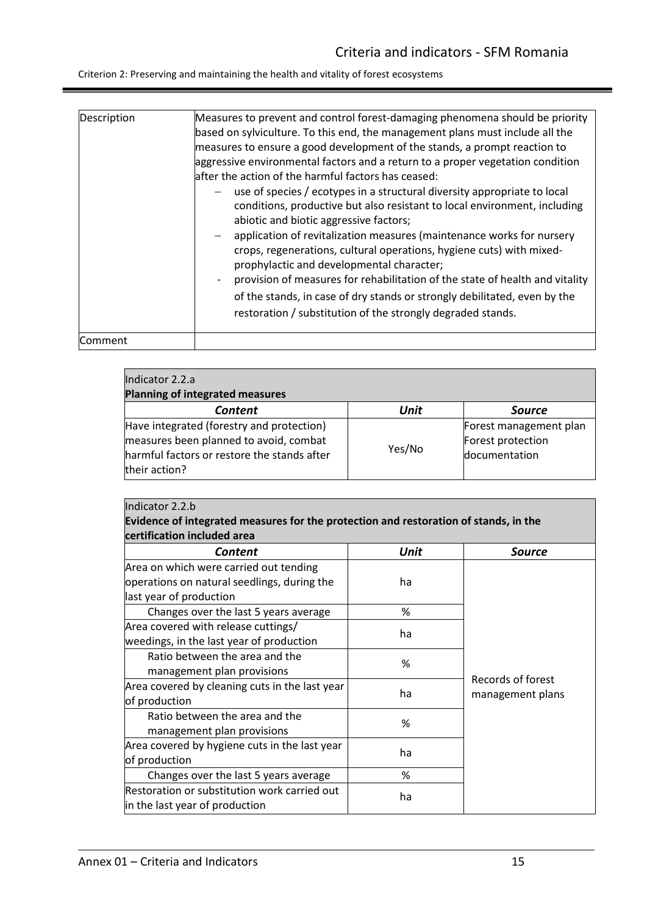| Description | Measures to prevent and control forest-damaging phenomena should be priority based on sylviculture. To this end, the management plans must include all the measures to ensure a good development of the stands, a prompt reaction to aggressive environmental factors and a return to a proper vegetation condition after the action of the harmful factors has ceased:<br>– use of species / ecotypes in a structural diversity appropriate to local conditions, productive but also resistant to local environment, including abiotic and biotic aggressive factors;<br>– application of revitalization measures (maintenance works for nursery crops, regenerations, cultural operations, hygiene cuts) with mixed-prophylactic and developmental character;<br>- provision of measures for rehabilitation of the state of health and vitality of the stands, in case of dry stands or strongly debilitated, even by the restoration / substitution of the strongly degraded stands. |
|---|---|
| Comment | |

| Indicator 2.2.a<br>**Planning of integrated measures** | | |
|---|---|---|
| ***Content*** | ***Unit*** | ***Source*** |
| Have integrated (forestry and protection) measures been planned to avoid, combat harmful factors or restore the stands after their action? | Yes/No | Forest management plan<br>Forest protection documentation |

| Indicator 2.2.b<br>**Evidence of integrated measures for the protection and restoration of stands, in the certification included area** | | |
|---|---|---|
| ***Content*** | ***Unit*** | ***Source*** |
| Area on which were carried out tending operations on natural seedlings, during the last year of production | ha | Records of forest management plans |
| Changes over the last 5 years average | % | |
| Area covered with release cuttings/ weedings, in the last year of production | ha | |
| Ratio between the area and the management plan provisions | % | |
| Area covered by cleaning cuts in the last year of production | ha | |
| Ratio between the area and the management plan provisions | % | |
| Area covered by hygiene cuts in the last year of production | ha | |
| Changes over the last 5 years average | % | |
| Restoration or substitution work carried out in the last year of production | ha | |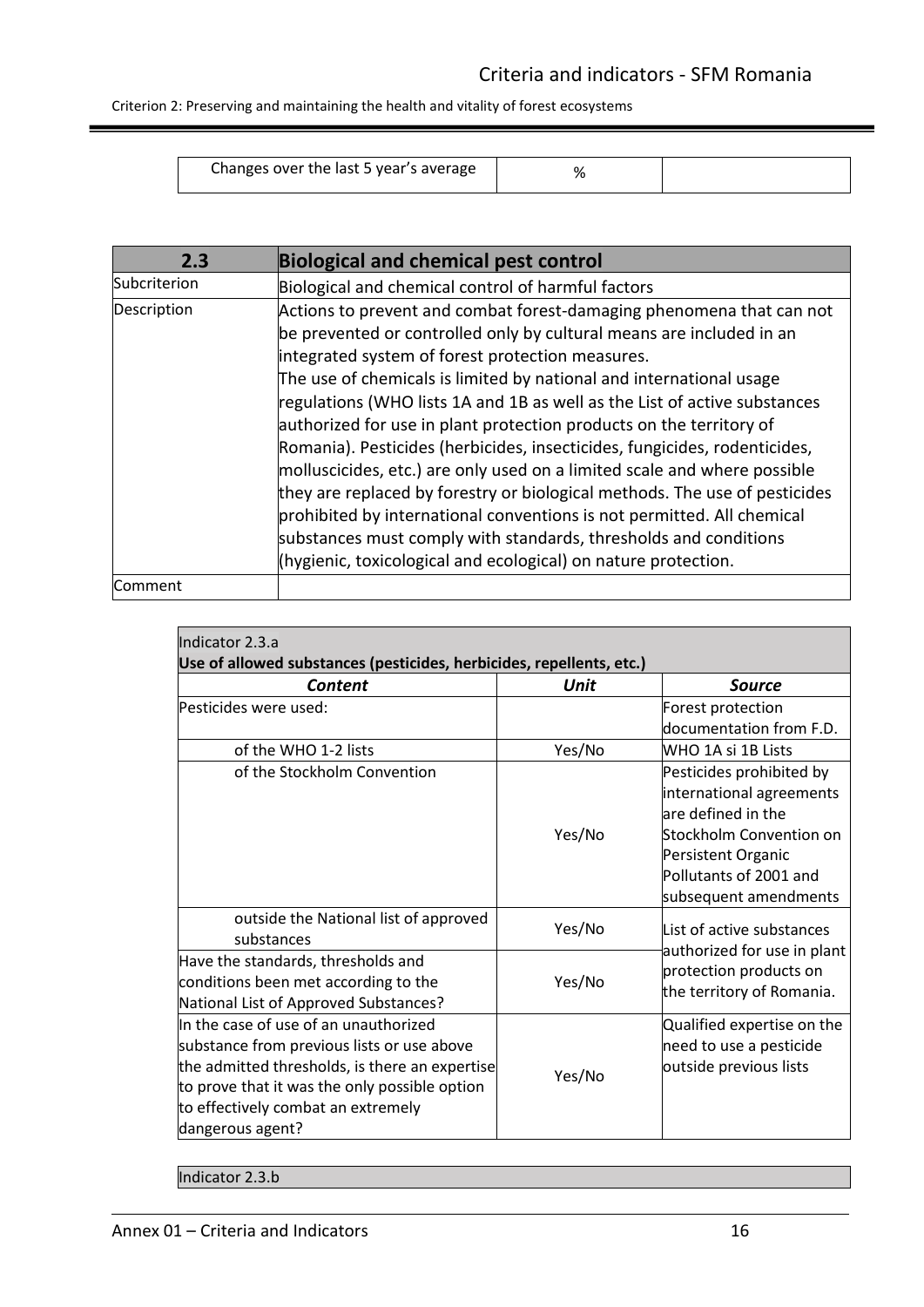| Changes over the last 5 year's average | % | |
|---|---|---|

| 2.3 | Biological and chemical pest control |
|---|---|
| Subcriterion | Biological and chemical control of harmful factors |
| Description | Actions to prevent and combat forest-damaging phenomena that can not be prevented or controlled only by cultural means are included in an integrated system of forest protection measures.<br>The use of chemicals is limited by national and international usage regulations (WHO lists 1A and 1B as well as the List of active substances authorized for use in plant protection products on the territory of Romania). Pesticides (herbicides, insecticides, fungicides, rodenticides, molluscicides, etc.) are only used on a limited scale and where possible they are replaced by forestry or biological methods. The use of pesticides prohibited by international conventions is not permitted. All chemical substances must comply with standards, thresholds and conditions (hygienic, toxicological and ecological) on nature protection. |
| Comment | |

Indicator 2.3.a
**Use of allowed substances (pesticides, herbicides, repellents, etc.)**

| ***Content*** | ***Unit*** | ***Source*** |
|---|---|---|
| Pesticides were used: | | Forest protection documentation from F.D. |
| of the WHO 1-2 lists | Yes/No | WHO 1A si 1B Lists |
| of the Stockholm Convention | Yes/No | Pesticides prohibited by international agreements are defined in the Stockholm Convention on Persistent Organic Pollutants of 2001 and subsequent amendments |
| outside the National list of approved substances | Yes/No | List of active substances authorized for use in plant protection products on the territory of Romania. |
| Have the standards, thresholds and conditions been met according to the National List of Approved Substances? | Yes/No | |
| In the case of use of an unauthorized substance from previous lists or use above the admitted thresholds, is there an expertise to prove that it was the only possible option to effectively combat an extremely dangerous agent? | Yes/No | Qualified expertise on the need to use a pesticide outside previous lists |

Indicator 2.3.b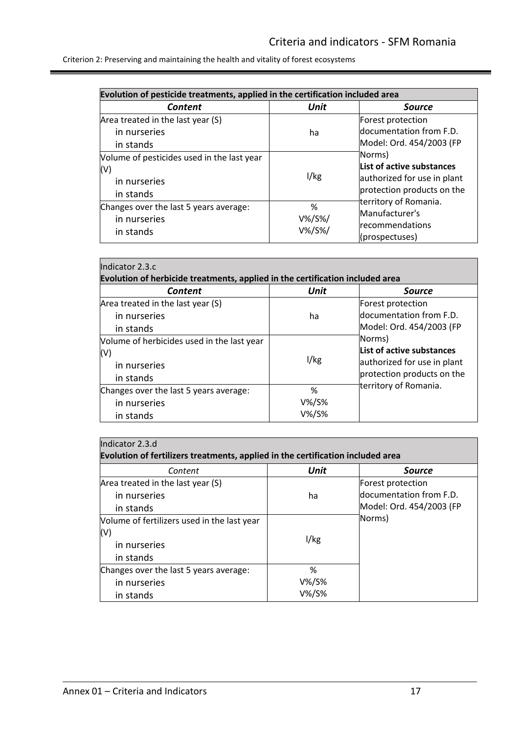| Evolution of pesticide treatments, applied in the certification included area | | |
|---|---|---|
| ***Content*** | ***Unit*** | ***Source*** |
| Area treated in the last year (S)<br>in nurseries<br>in stands | ha | Forest protection documentation from F.D. Model: Ord. 454/2003 (FP Norms)<br>**List of active substances** authorized for use in plant protection products on the territory of Romania.<br>Manufacturer's recommendations (prospectuses) |
| Volume of pesticides used in the last year (V)<br>in nurseries<br>in stands | l/kg | |
| Changes over the last 5 years average:<br>in nurseries<br>in stands | %<br>V%/S%/<br>V%/S%/ | |

| Indicator 2.3.c<br>**Evolution of herbicide treatments, applied in the certification included area** | | |
|---|---|---|
| ***Content*** | ***Unit*** | ***Source*** |
| Area treated in the last year (S)<br>in nurseries<br>in stands | ha | Forest protection documentation from F.D. Model: Ord. 454/2003 (FP Norms)<br>**List of active substances** authorized for use in plant protection products on the territory of Romania. |
| Volume of herbicides used in the last year (V)<br>in nurseries<br>in stands | l/kg | |
| Changes over the last 5 years average:<br>in nurseries<br>in stands | %<br>V%/S%<br>V%/S% | |

| Indicator 2.3.d<br>**Evolution of fertilizers treatments, applied in the certification included area** | | |
|---|---|---|
| *Content* | ***Unit*** | ***Source*** |
| Area treated in the last year (S)<br>in nurseries<br>in stands | ha | Forest protection documentation from F.D. Model: Ord. 454/2003 (FP Norms) |
| Volume of fertilizers used in the last year (V)<br>in nurseries<br>in stands | l/kg | |
| Changes over the last 5 years average:<br>in nurseries<br>in stands | %<br>V%/S%<br>V%/S% | |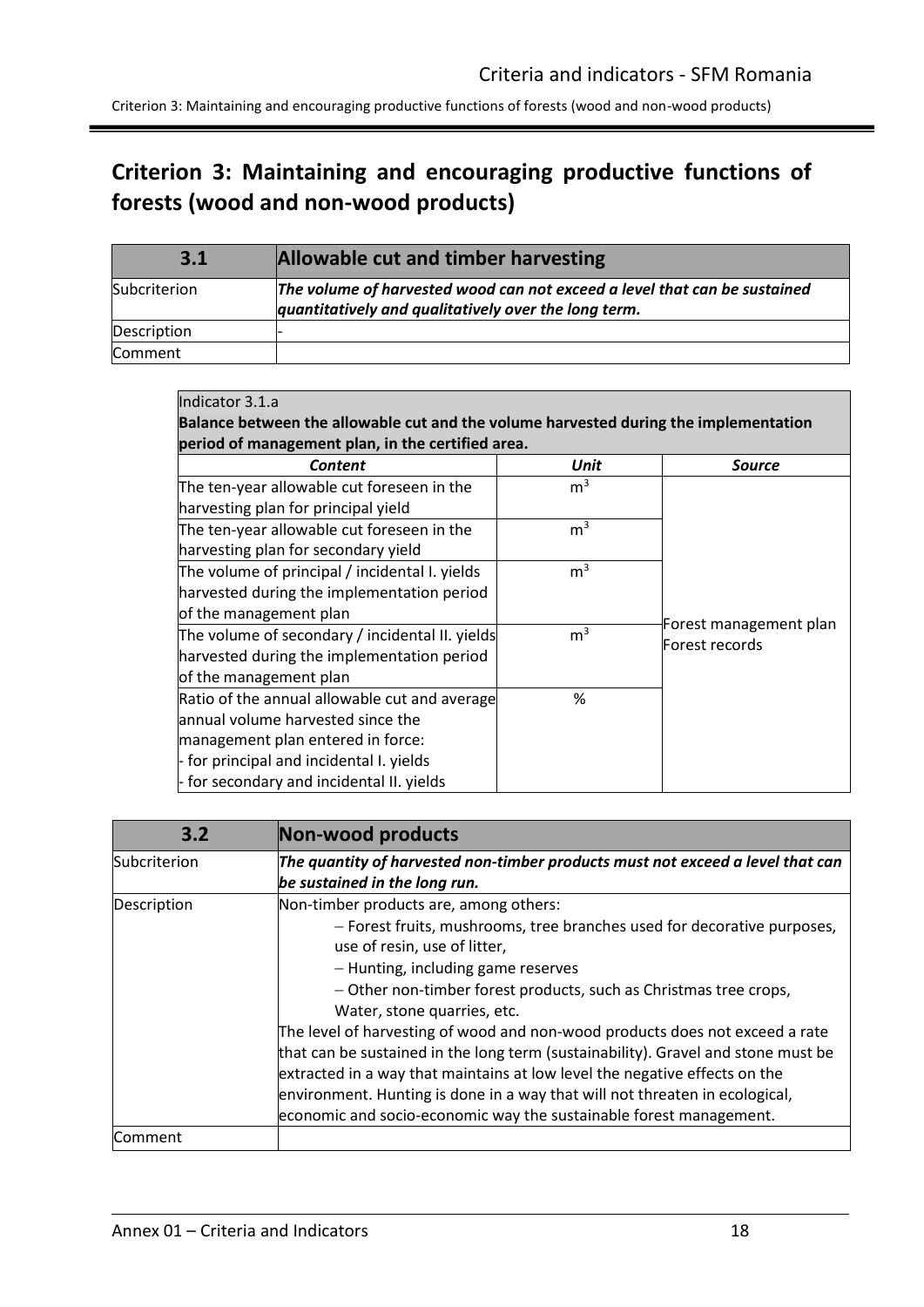# Criterion 3: Maintaining and encouraging productive functions of forests (wood and non-wood products)

| 3.1 | Allowable cut and timber harvesting |
|---|---|
| Subcriterion | ***The volume of harvested wood can not exceed a level that can be sustained quantitatively and qualitatively over the long term.*** |
| Description | - |
| Comment | |

| Indicator 3.1.a<br>**Balance between the allowable cut and the volume harvested during the implementation period of management plan, in the certified area.** | | |
|---|---|---|
| ***Content*** | ***Unit*** | ***Source*** |
| The ten-year allowable cut foreseen in the harvesting plan for principal yield | $m^3$ | Forest management plan<br>Forest records |
| The ten-year allowable cut foreseen in the harvesting plan for secondary yield | $m^3$ | |
| The volume of principal / incidental I. yields harvested during the implementation period of the management plan | $m^3$ | |
| The volume of secondary / incidental II. yields harvested during the implementation period of the management plan | $m^3$ | |
| Ratio of the annual allowable cut and average annual volume harvested since the management plan entered in force:<br>- for principal and incidental I. yields<br>- for secondary and incidental II. yields | % | |

| 3.2 | Non-wood products |
|---|---|
| Subcriterion | ***The quantity of harvested non-timber products must not exceed a level that can be sustained in the long run.*** |
| Description | Non-timber products are, among others:<br>– Forest fruits, mushrooms, tree branches used for decorative purposes, use of resin, use of litter,<br>– Hunting, including game reserves<br>– Other non-timber forest products, such as Christmas tree crops, Water, stone quarries, etc.<br>The level of harvesting of wood and non-wood products does not exceed a rate that can be sustained in the long term (sustainability). Gravel and stone must be extracted in a way that maintains at low level the negative effects on the environment. Hunting is done in a way that will not threaten in ecological, economic and socio-economic way the sustainable forest management. |
| Comment | |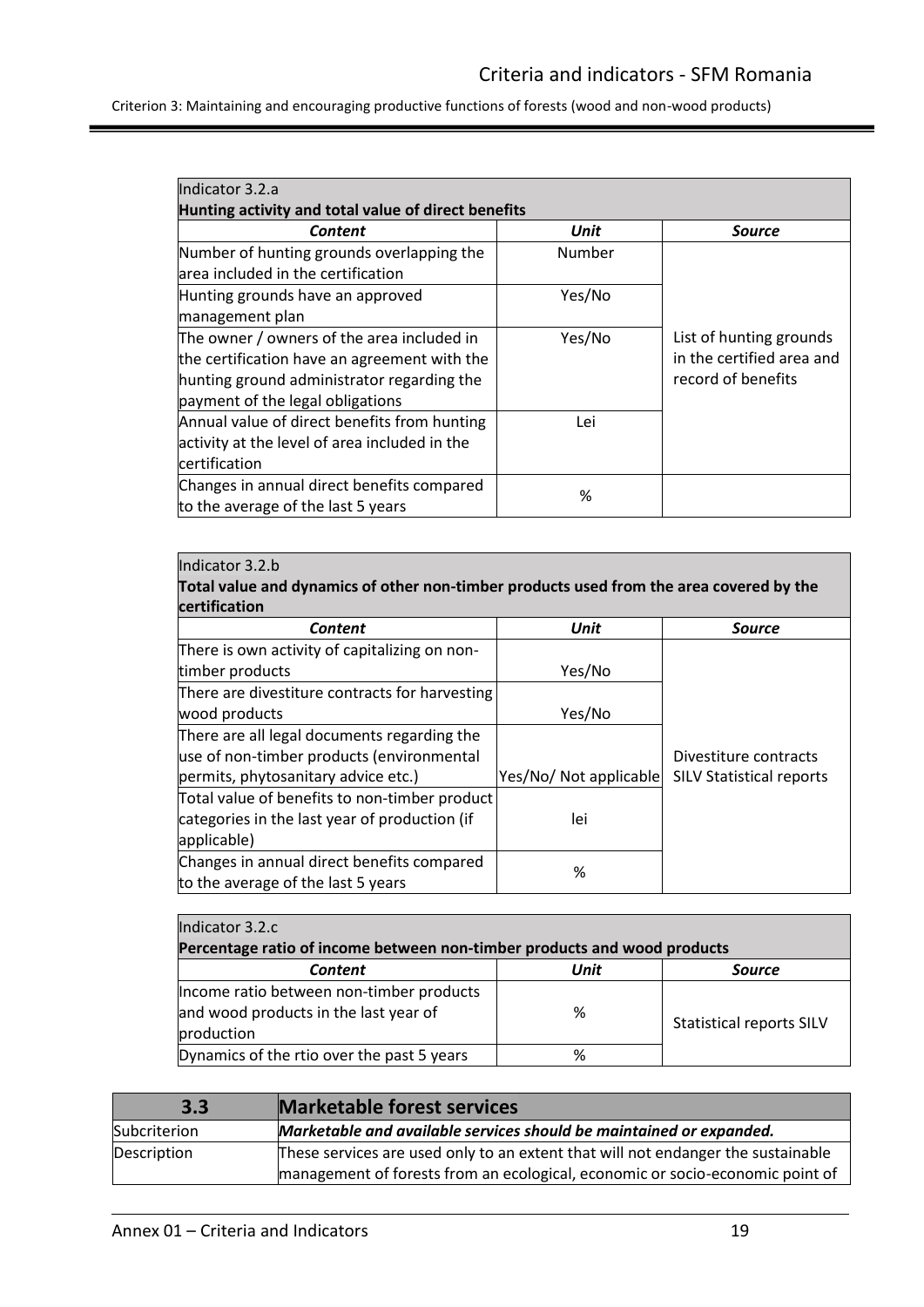Criterion 3: Maintaining and encouraging productive functions of forests (wood and non-wood products)

| Indicator 3.2.a<br>**Hunting activity and total value of direct benefits** | | |
|---|---|---|
| ***Content*** | ***Unit*** | ***Source*** |
| Number of hunting grounds overlapping the area included in the certification | Number | List of hunting grounds in the certified area and record of benefits |
| Hunting grounds have an approved management plan | Yes/No | |
| The owner / owners of the area included in the certification have an agreement with the hunting ground administrator regarding the payment of the legal obligations | Yes/No | |
| Annual value of direct benefits from hunting activity at the level of area included in the certification | Lei | |
| Changes in annual direct benefits compared to the average of the last 5 years | % | |

| Indicator 3.2.b<br>**Total value and dynamics of other non-timber products used from the area covered by the certification** | | |
|---|---|---|
| ***Content*** | ***Unit*** | ***Source*** |
| There is own activity of capitalizing on non-timber products | Yes/No | Divestiture contracts<br>SILV Statistical reports |
| There are divestiture contracts for harvesting wood products | Yes/No | |
| There are all legal documents regarding the use of non-timber products (environmental permits, phytosanitary advice etc.) | Yes/No/ Not applicable | |
| Total value of benefits to non-timber product categories in the last year of production (if applicable) | lei | |
| Changes in annual direct benefits compared to the average of the last 5 years | % | |

| Indicator 3.2.c<br>**Percentage ratio of income between non-timber products and wood products** | | |
|---|---|---|
| ***Content*** | ***Unit*** | ***Source*** |
| Income ratio between non-timber products and wood products in the last year of production | % | Statistical reports SILV |
| Dynamics of the rtio over the past 5 years | % | |

| **3.3** | **Marketable forest services** |
|---|---|
| Subcriterion | ***Marketable and available services should be maintained or expanded.*** |
| Description | These services are used only to an extent that will not endanger the sustainable management of forests from an ecological, economic or socio-economic point of |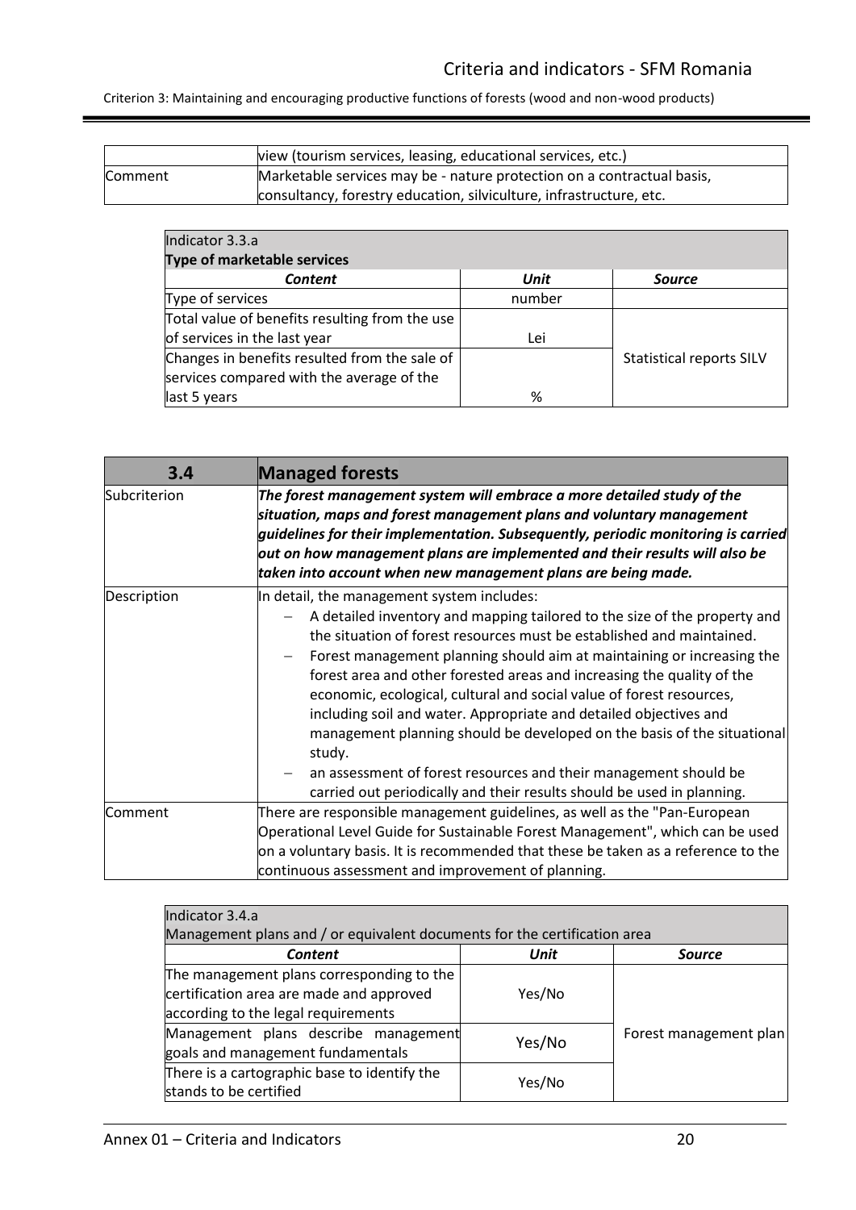|  | view (tourism services, leasing, educational services, etc.) |
| --- | --- |
| Comment | Marketable services may be - nature protection on a contractual basis, consultancy, forestry education, silviculture, infrastructure, etc. |

| Indicator 3.3.a<br>**Type of marketable services** | | |
| --- | --- | --- |
| ***Content*** | ***Unit*** | ***Source*** |
| Type of services | number | |
| Total value of benefits resulting from the use of services in the last year | Lei | Statistical reports SILV |
| Changes in benefits resulted from the sale of services compared with the average of the last 5 years | % | |

| **3.4** | **Managed forests** |
| --- | --- |
| Subcriterion | ***The forest management system will embrace a more detailed study of the situation, maps and forest management plans and voluntary management guidelines for their implementation. Subsequently, periodic monitoring is carried out on how management plans are implemented and their results will also be taken into account when new management plans are being made.*** |
| Description | In detail, the management system includes:<br>– A detailed inventory and mapping tailored to the size of the property and the situation of forest resources must be established and maintained.<br>– Forest management planning should aim at maintaining or increasing the forest area and other forested areas and increasing the quality of the economic, ecological, cultural and social value of forest resources, including soil and water. Appropriate and detailed objectives and management planning should be developed on the basis of the situational study.<br>– an assessment of forest resources and their management should be carried out periodically and their results should be used in planning. |
| Comment | There are responsible management guidelines, as well as the "Pan-European Operational Level Guide for Sustainable Forest Management", which can be used on a voluntary basis. It is recommended that these be taken as a reference to the continuous assessment and improvement of planning. |

| Indicator 3.4.a<br>Management plans and / or equivalent documents for the certification area | | |
| --- | --- | --- |
| ***Content*** | ***Unit*** | ***Source*** |
| The management plans corresponding to the certification area are made and approved according to the legal requirements | Yes/No | Forest management plan |
| Management plans describe management goals and management fundamentals | Yes/No | |
| There is a cartographic base to identify the stands to be certified | Yes/No | |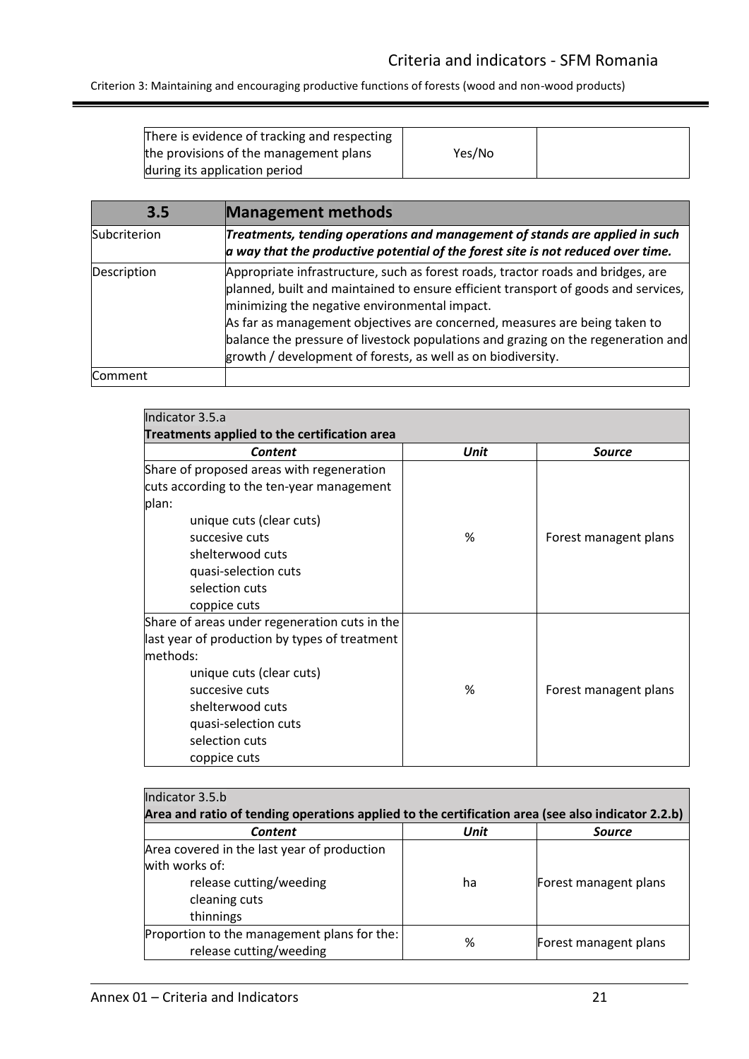| There is evidence of tracking and respecting the provisions of the management plans during its application period | Yes/No | |
|---|---|---|

| 3.5 | Management methods |
|---|---|
| Subcriterion | ***Treatments, tending operations and management of stands are applied in such a way that the productive potential of the forest site is not reduced over time.*** |
| Description | Appropriate infrastructure, such as forest roads, tractor roads and bridges, are planned, built and maintained to ensure efficient transport of goods and services, minimizing the negative environmental impact.<br>As far as management objectives are concerned, measures are being taken to balance the pressure of livestock populations and grazing on the regeneration and growth / development of forests, as well as on biodiversity. |
| Comment | |

| Indicator 3.5.a<br>**Treatments applied to the certification area** | | |
|---|---|---|
| ***Content*** | ***Unit*** | ***Source*** |
| Share of proposed areas with regeneration cuts according to the ten-year management plan:<br>unique cuts (clear cuts)<br>succesive cuts<br>shelterwood cuts<br>quasi-selection cuts<br>selection cuts<br>coppice cuts | % | Forest managent plans |
| Share of areas under regeneration cuts in the last year of production by types of treatment methods:<br>unique cuts (clear cuts)<br>succesive cuts<br>shelterwood cuts<br>quasi-selection cuts<br>selection cuts<br>coppice cuts | % | Forest managent plans |

| Indicator 3.5.b<br>**Area and ratio of tending operations applied to the certification area (see also indicator 2.2.b)** | | |
|---|---|---|
| ***Content*** | ***Unit*** | ***Source*** |
| Area covered in the last year of production with works of:<br>release cutting/weeding<br>cleaning cuts<br>thinnings | ha | Forest managent plans |
| Proportion to the management plans for the:<br>release cutting/weeding | % | Forest managent plans |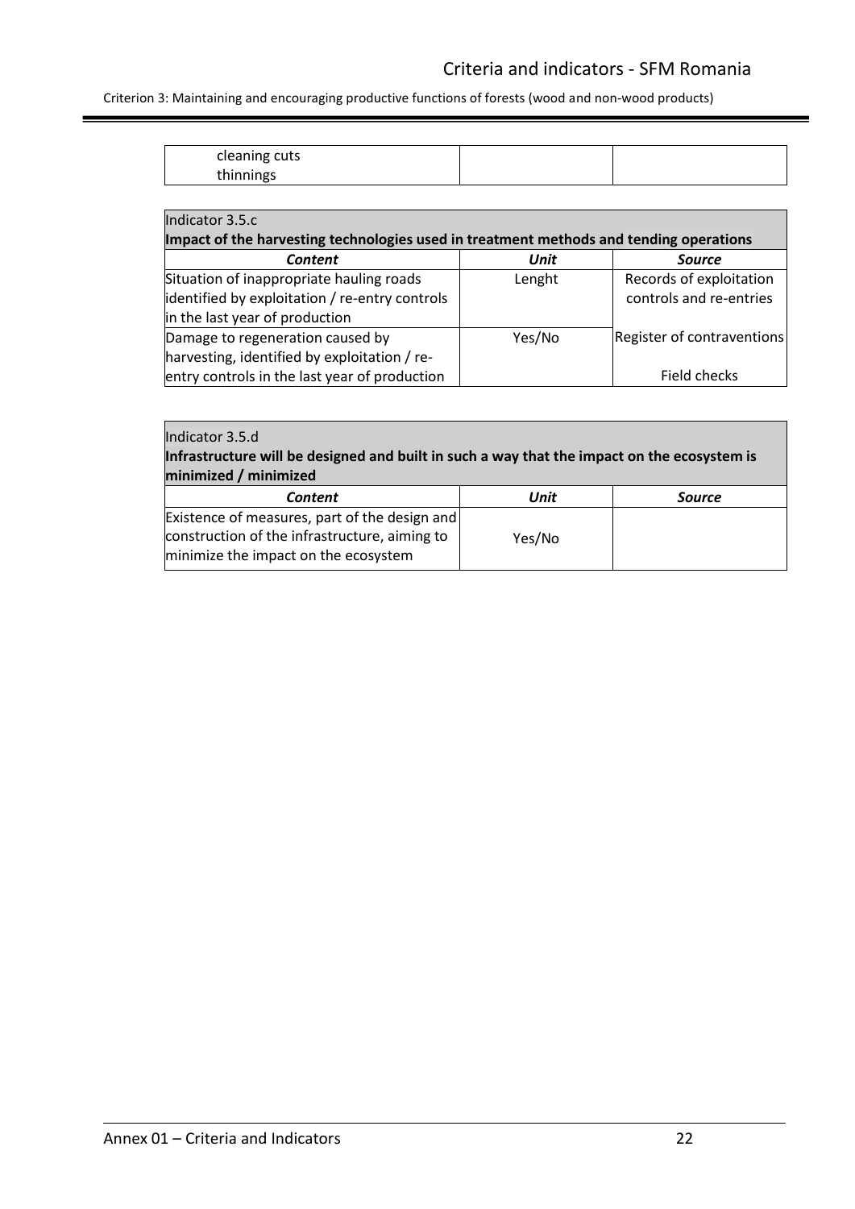| cleaning cuts<br>thinnings | | |
|---|---|---|

| Indicator 3.5.c<br>**Impact of the harvesting technologies used in treatment methods and tending operations** | | |
|---|---|---|
| ***Content*** | ***Unit*** | ***Source*** |
| Situation of inappropriate hauling roads identified by exploitation / re-entry controls in the last year of production | Lenght | Records of exploitation controls and re-entries |
| Damage to regeneration caused by harvesting, identified by exploitation / re-entry controls in the last year of production | Yes/No | Register of contraventions<br><br>Field checks |

| Indicator 3.5.d<br>**Infrastructure will be designed and built in such a way that the impact on the ecosystem is minimized / minimized** | | |
|---|---|---|
| ***Content*** | ***Unit*** | ***Source*** |
| Existence of measures, part of the design and construction of the infrastructure, aiming to minimize the impact on the ecosystem | Yes/No | |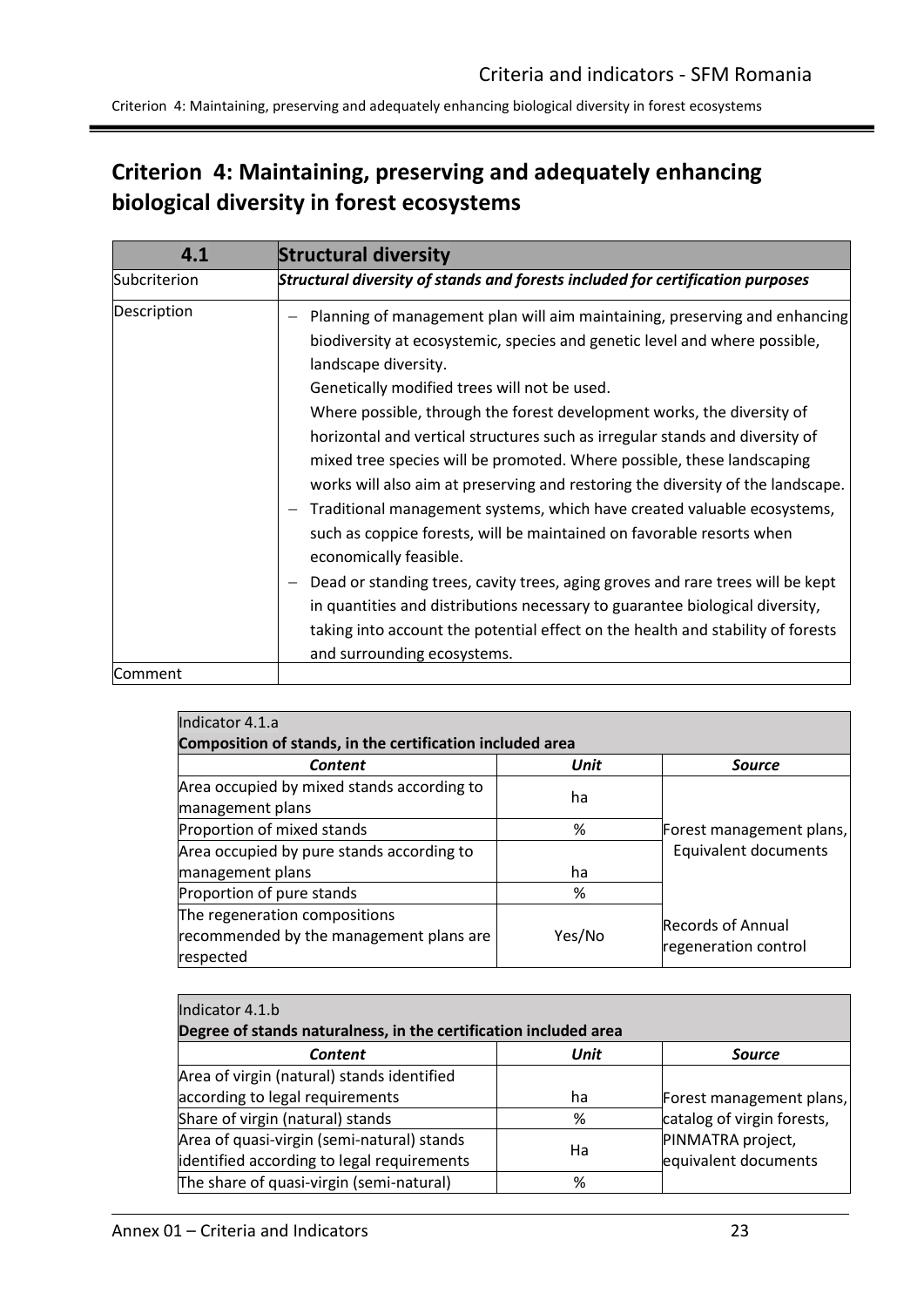## Criterion 4: Maintaining, preserving and adequately enhancing biological diversity in forest ecosystems

| 4.1 | Structural diversity |
|---|---|
| Subcriterion | ***Structural diversity of stands and forests included for certification purposes*** |
| Description | – Planning of management plan will aim maintaining, preserving and enhancing biodiversity at ecosystemic, species and genetic level and where possible, landscape diversity.<br>Genetically modified trees will not be used.<br>Where possible, through the forest development works, the diversity of horizontal and vertical structures such as irregular stands and diversity of mixed tree species will be promoted. Where possible, these landscaping works will also aim at preserving and restoring the diversity of the landscape.<br>– Traditional management systems, which have created valuable ecosystems, such as coppice forests, will be maintained on favorable resorts when economically feasible.<br>– Dead or standing trees, cavity trees, aging groves and rare trees will be kept in quantities and distributions necessary to guarantee biological diversity, taking into account the potential effect on the health and stability of forests and surrounding ecosystems. |
| Comment | |

Indicator 4.1.a
**Composition of stands, in the certification included area**

| *Content* | *Unit* | *Source* |
|---|---|---|
| Area occupied by mixed stands according to management plans | ha | Forest management plans, Equivalent documents |
| Proportion of mixed stands | % | |
| Area occupied by pure stands according to management plans | ha | |
| Proportion of pure stands | % | |
| The regeneration compositions recommended by the management plans are respected | Yes/No | Records of Annual regeneration control |

Indicator 4.1.b
**Degree of stands naturalness, in the certification included area**

| *Content* | *Unit* | *Source* |
|---|---|---|
| Area of virgin (natural) stands identified according to legal requirements | ha | Forest management plans, catalog of virgin forests, PINMATRA project, equivalent documents |
| Share of virgin (natural) stands | % | |
| Area of quasi-virgin (semi-natural) stands identified according to legal requirements | Ha | |
| The share of quasi-virgin (semi-natural) | % | |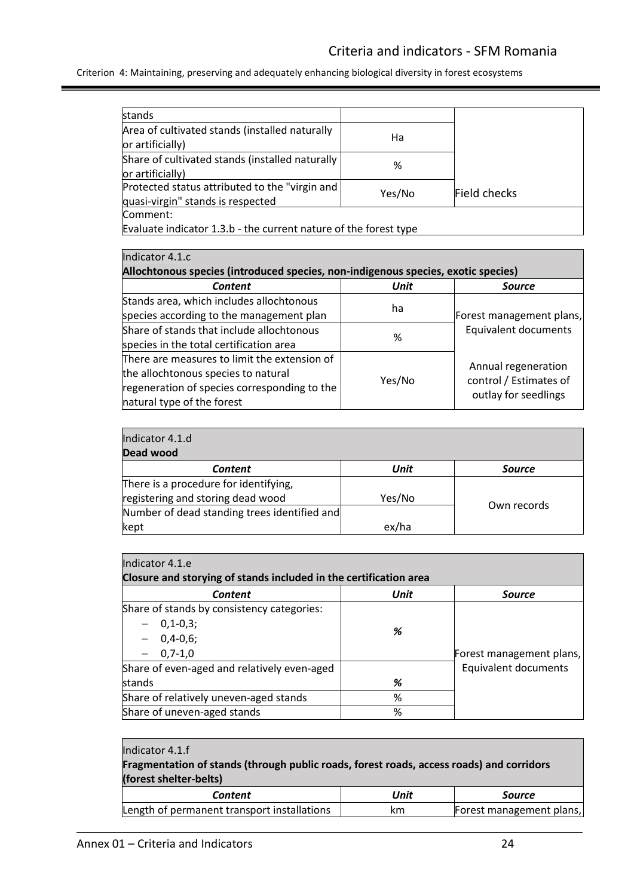| | | |
|---|---|---|
| stands | | |
| Area of cultivated stands (installed naturally or artificially) | Ha | |
| Share of cultivated stands (installed naturally or artificially) | % | |
| Protected status attributed to the "virgin and quasi-virgin" stands is respected | Yes/No | Field checks |
| Comment: Evaluate indicator 1.3.b - the current nature of the forest type | | |

Indicator 4.1.c
**Allochtonous species (introduced species, non-indigenous species, exotic species)**

| *Content* | *Unit* | *Source* |
|---|---|---|
| Stands area, which includes allochtonous species according to the management plan | ha | Forest management plans, Equivalent documents |
| Share of stands that include allochtonous species in the total certification area | % | |
| There are measures to limit the extension of the allochtonous species to natural regeneration of species corresponding to the natural type of the forest | Yes/No | Annual regeneration control / Estimates of outlay for seedlings |

Indicator 4.1.d
**Dead wood**

| *Content* | *Unit* | *Source* |
|---|---|---|
| There is a procedure for identifying, registering and storing dead wood | Yes/No | Own records |
| Number of dead standing trees identified and kept | ex/ha | |

Indicator 4.1.e
**Closure and storying of stands included in the certification area**

| *Content* | *Unit* | *Source* |
|---|---|---|
| Share of stands by consistency categories:<br>– 0,1-0,3;<br>– 0,4-0,6;<br>– 0,7-1,0 | *%* | Forest management plans, Equivalent documents |
| Share of even-aged and relatively even-aged stands | *%* | |
| Share of relatively uneven-aged stands | % | |
| Share of uneven-aged stands | % | |

Indicator 4.1.f
**Fragmentation of stands (through public roads, forest roads, access roads) and corridors (forest shelter-belts)**

| *Content* | *Unit* | *Source* |
|---|---|---|
| Length of permanent transport installations | km | Forest management plans, |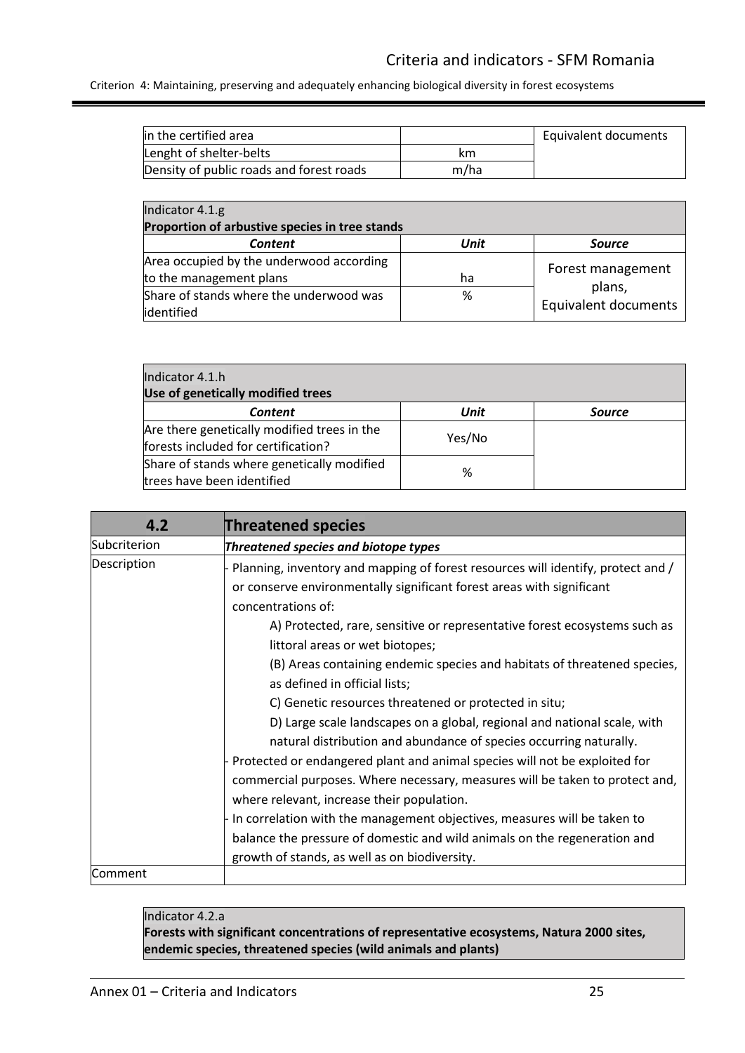| in the certified area | | Equivalent documents |
|---|---|---|
| Lenght of shelter-belts | km | |
| Density of public roads and forest roads | m/ha | |

| Indicator 4.1.g<br>**Proportion of arbustive species in tree stands** | | |
|---|---|---|
| ***Content*** | ***Unit*** | ***Source*** |
| Area occupied by the underwood according to the management plans | ha | Forest management plans, Equivalent documents |
| Share of stands where the underwood was identified | % | |

| Indicator 4.1.h<br>**Use of genetically modified trees** | | |
|---|---|---|
| ***Content*** | ***Unit*** | ***Source*** |
| Are there genetically modified trees in the forests included for certification? | Yes/No | |
| Share of stands where genetically modified trees have been identified | % | |

| **4.2** | **Threatened species** |
|---|---|
| Subcriterion | ***Threatened species and biotope types*** |
| Description | - Planning, inventory and mapping of forest resources will identify, protect and / or conserve environmentally significant forest areas with significant concentrations of:<br>A) Protected, rare, sensitive or representative forest ecosystems such as littoral areas or wet biotopes;<br>(B) Areas containing endemic species and habitats of threatened species, as defined in official lists;<br>C) Genetic resources threatened or protected in situ;<br>D) Large scale landscapes on a global, regional and national scale, with natural distribution and abundance of species occurring naturally.<br>- Protected or endangered plant and animal species will not be exploited for commercial purposes. Where necessary, measures will be taken to protect and, where relevant, increase their population.<br>- In correlation with the management objectives, measures will be taken to balance the pressure of domestic and wild animals on the regeneration and growth of stands, as well as on biodiversity. |
| Comment | |

| Indicator 4.2.a<br>**Forests with significant concentrations of representative ecosystems, Natura 2000 sites, endemic species, threatened species (wild animals and plants)** |
|---|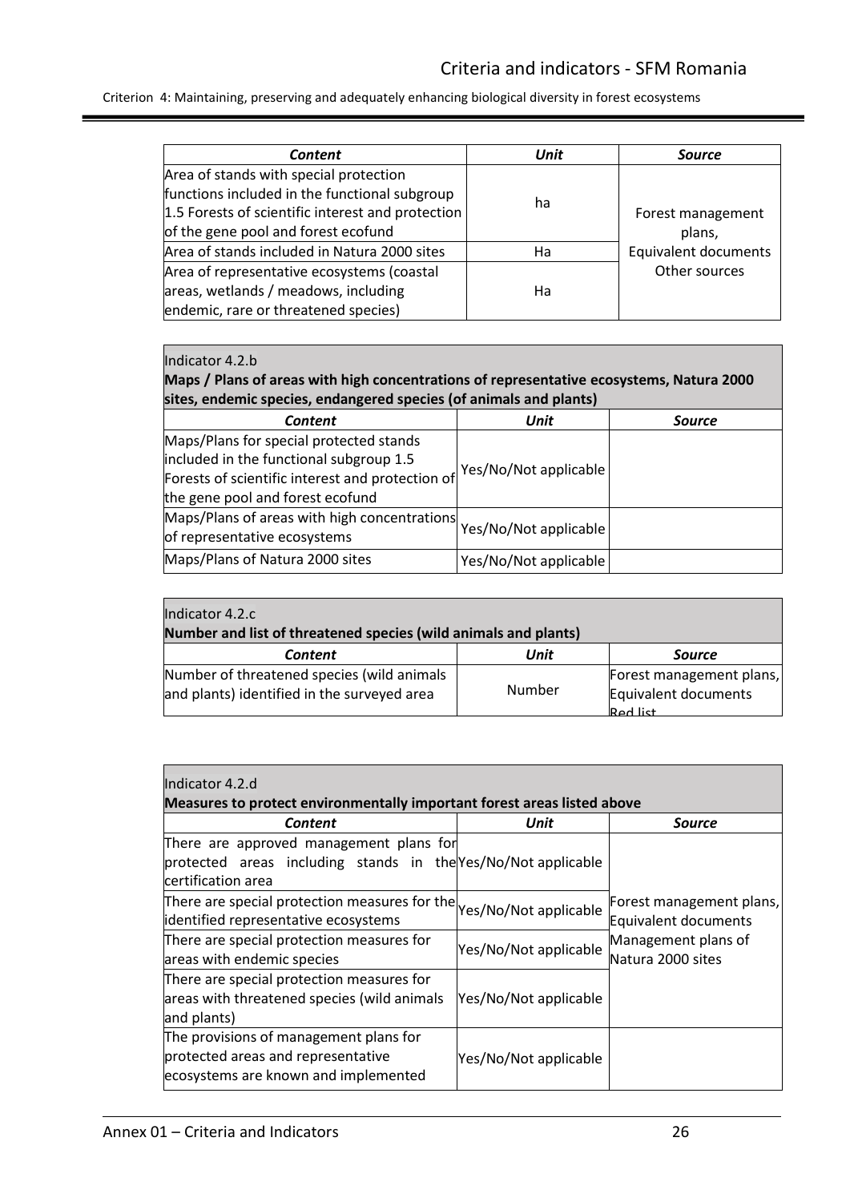| *Content* | *Unit* | *Source* |
|---|---|---|
| Area of stands with special protection functions included in the functional subgroup 1.5 Forests of scientific interest and protection of the gene pool and forest ecofund | ha | Forest management plans, Equivalent documents Other sources |
| Area of stands included in Natura 2000 sites | Ha | |
| Area of representative ecosystems (coastal areas, wetlands / meadows, including endemic, rare or threatened species) | Ha | |

Indicator 4.2.b
**Maps / Plans of areas with high concentrations of representative ecosystems, Natura 2000 sites, endemic species, endangered species (of animals and plants)**

| *Content* | *Unit* | *Source* |
|---|---|---|
| Maps/Plans for special protected stands included in the functional subgroup 1.5 Forests of scientific interest and protection of the gene pool and forest ecofund | Yes/No/Not applicable | |
| Maps/Plans of areas with high concentrations of representative ecosystems | Yes/No/Not applicable | |
| Maps/Plans of Natura 2000 sites | Yes/No/Not applicable | |

Indicator 4.2.c
**Number and list of threatened species (wild animals and plants)**

| *Content* | *Unit* | *Source* |
|---|---|---|
| Number of threatened species (wild animals and plants) identified in the surveyed area | Number | Forest management plans, Equivalent documents Red list |

Indicator 4.2.d
**Measures to protect environmentally important forest areas listed above**

| *Content* | *Unit* | *Source* |
|---|---|---|
| There are approved management plans for protected areas including stands in the certification area | Yes/No/Not applicable | Forest management plans, Equivalent documents Management plans of Natura 2000 sites |
| There are special protection measures for the identified representative ecosystems | Yes/No/Not applicable | |
| There are special protection measures for areas with endemic species | Yes/No/Not applicable | |
| There are special protection measures for areas with threatened species (wild animals and plants) | Yes/No/Not applicable | |
| The provisions of management plans for protected areas and representative ecosystems are known and implemented | Yes/No/Not applicable | |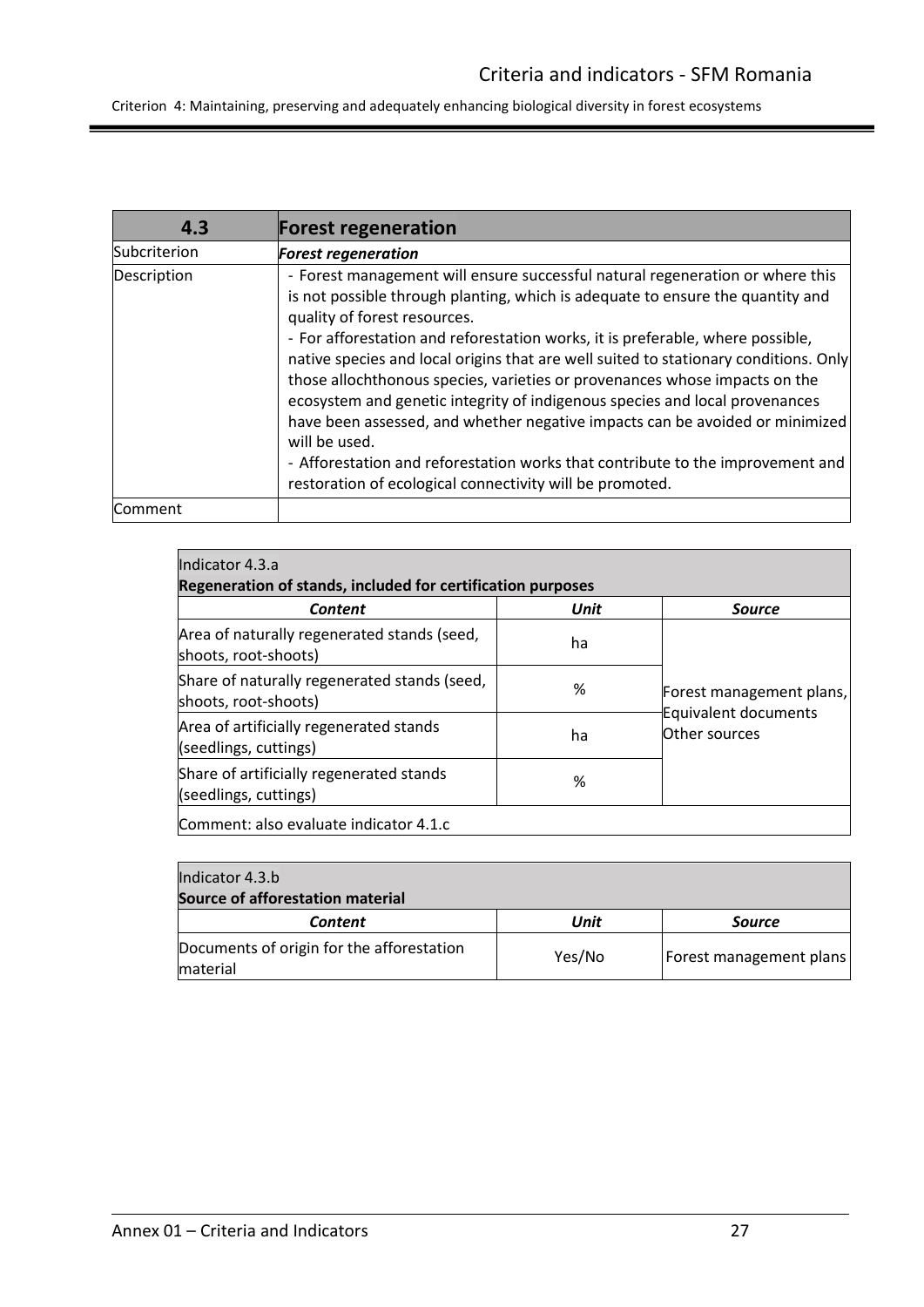| 4.3 | Forest regeneration |
|---|---|
| Subcriterion | ***Forest regeneration*** |
| Description | - Forest management will ensure successful natural regeneration or where this is not possible through planting, which is adequate to ensure the quantity and quality of forest resources.<br>- For afforestation and reforestation works, it is preferable, where possible, native species and local origins that are well suited to stationary conditions. Only those allochthonous species, varieties or provenances whose impacts on the ecosystem and genetic integrity of indigenous species and local provenances have been assessed, and whether negative impacts can be avoided or minimized will be used.<br>- Afforestation and reforestation works that contribute to the improvement and restoration of ecological connectivity will be promoted. |
| Comment | |

Indicator 4.3.a
**Regeneration of stands, included for certification purposes**

| *Content* | *Unit* | *Source* |
|---|---|---|
| Area of naturally regenerated stands (seed, shoots, root-shoots) | ha | Forest management plans, Equivalent documents Other sources |
| Share of naturally regenerated stands (seed, shoots, root-shoots) | % | |
| Area of artificially regenerated stands (seedlings, cuttings) | ha | |
| Share of artificially regenerated stands (seedlings, cuttings) | % | |

Comment: also evaluate indicator 4.1.c

Indicator 4.3.b
**Source of afforestation material**

| *Content* | *Unit* | *Source* |
|---|---|---|
| Documents of origin for the afforestation material | Yes/No | Forest management plans |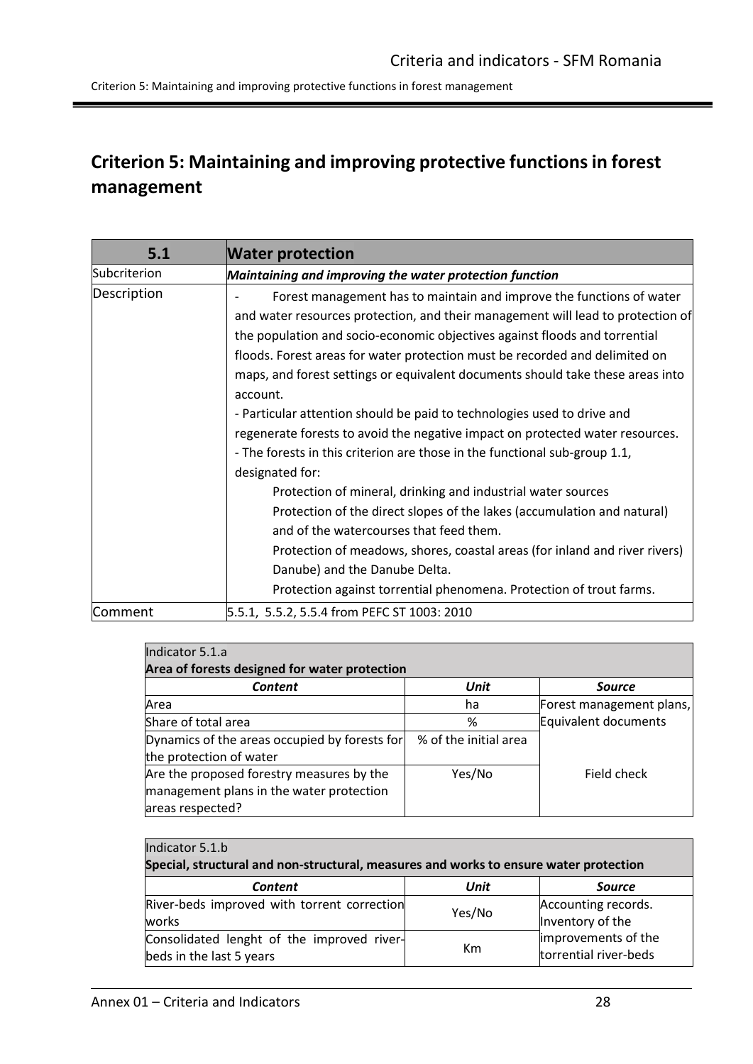# Criterion 5: Maintaining and improving protective functions in forest management

| 5.1 | Water protection |
|---|---|
| Subcriterion | ***Maintaining and improving the water protection function*** |
| Description | - Forest management has to maintain and improve the functions of water and water resources protection, and their management will lead to protection of the population and socio-economic objectives against floods and torrential floods. Forest areas for water protection must be recorded and delimited on maps, and forest settings or equivalent documents should take these areas into account.<br>- Particular attention should be paid to technologies used to drive and regenerate forests to avoid the negative impact on protected water resources.<br>- The forests in this criterion are those in the functional sub-group 1.1, designated for:<br>Protection of mineral, drinking and industrial water sources<br>Protection of the direct slopes of the lakes (accumulation and natural) and of the watercourses that feed them.<br>Protection of meadows, shores, coastal areas (for inland and river rivers) Danube) and the Danube Delta.<br>Protection against torrential phenomena. Protection of trout farms. |
| Comment | 5.5.1, 5.5.2, 5.5.4 from PEFC ST 1003: 2010 |

| Indicator 5.1.a<br>**Area of forests designed for water protection** | | |
|---|---|---|
| ***Content*** | ***Unit*** | ***Source*** |
| Area | ha | Forest management plans, Equivalent documents |
| Share of total area | % | |
| Dynamics of the areas occupied by forests for the protection of water | % of the initial area | |
| Are the proposed forestry measures by the management plans in the water protection areas respected? | Yes/No | Field check |

| Indicator 5.1.b<br>**Special, structural and non-structural, measures and works to ensure water protection** | | |
|---|---|---|
| ***Content*** | ***Unit*** | ***Source*** |
| River-beds improved with torrent correction works | Yes/No | Accounting records. Inventory of the improvements of the torrential river-beds |
| Consolidated lenght of the improved river-beds in the last 5 years | Km | |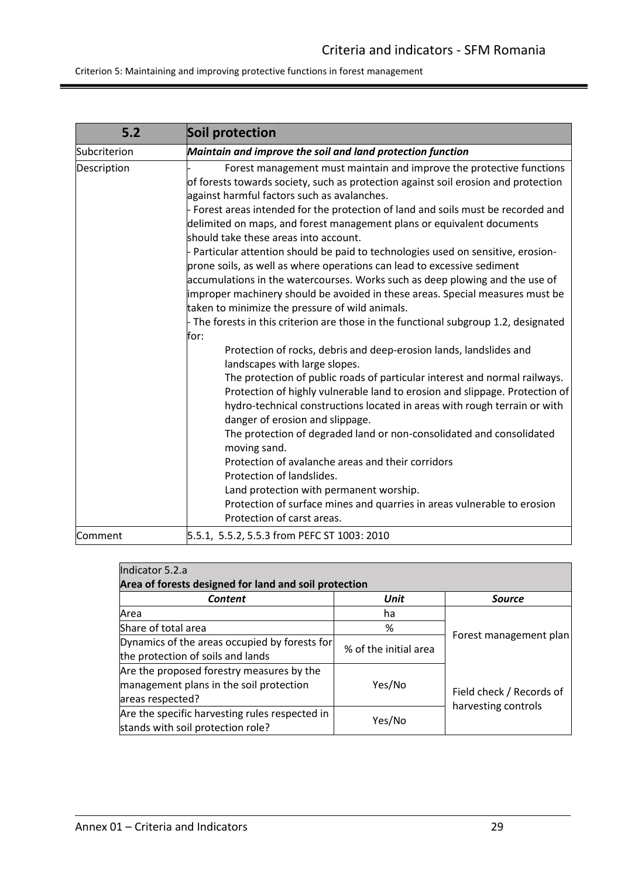| 5.2 | Soil protection |
|---|---|
| Subcriterion | ***Maintain and improve the soil and land protection function*** |
| Description | - Forest management must maintain and improve the protective functions of forests towards society, such as protection against soil erosion and protection against harmful factors such as avalanches.<br>- Forest areas intended for the protection of land and soils must be recorded and delimited on maps, and forest management plans or equivalent documents should take these areas into account.<br>- Particular attention should be paid to technologies used on sensitive, erosion-prone soils, as well as where operations can lead to excessive sediment accumulations in the watercourses. Works such as deep plowing and the use of improper machinery should be avoided in these areas. Special measures must be taken to minimize the pressure of wild animals.<br>- The forests in this criterion are those in the functional subgroup 1.2, designated for:<br>Protection of rocks, debris and deep-erosion lands, landslides and landscapes with large slopes.<br>The protection of public roads of particular interest and normal railways.<br>Protection of highly vulnerable land to erosion and slippage. Protection of hydro-technical constructions located in areas with rough terrain or with danger of erosion and slippage.<br>The protection of degraded land or non-consolidated and consolidated moving sand.<br>Protection of avalanche areas and their corridors<br>Protection of landslides.<br>Land protection with permanent worship.<br>Protection of surface mines and quarries in areas vulnerable to erosion<br>Protection of carst areas. |
| Comment | 5.5.1, 5.5.2, 5.5.3 from PEFC ST 1003: 2010 |

| Indicator 5.2.a<br>**Area of forests designed for land and soil protection** | | |
|---|---|---|
| ***Content*** | ***Unit*** | ***Source*** |
| Area | ha | Forest management plan |
| Share of total area | % | |
| Dynamics of the areas occupied by forests for the protection of soils and lands | % of the initial area | |
| Are the proposed forestry measures by the management plans in the soil protection areas respected? | Yes/No | Field check / Records of harvesting controls |
| Are the specific harvesting rules respected in stands with soil protection role? | Yes/No | |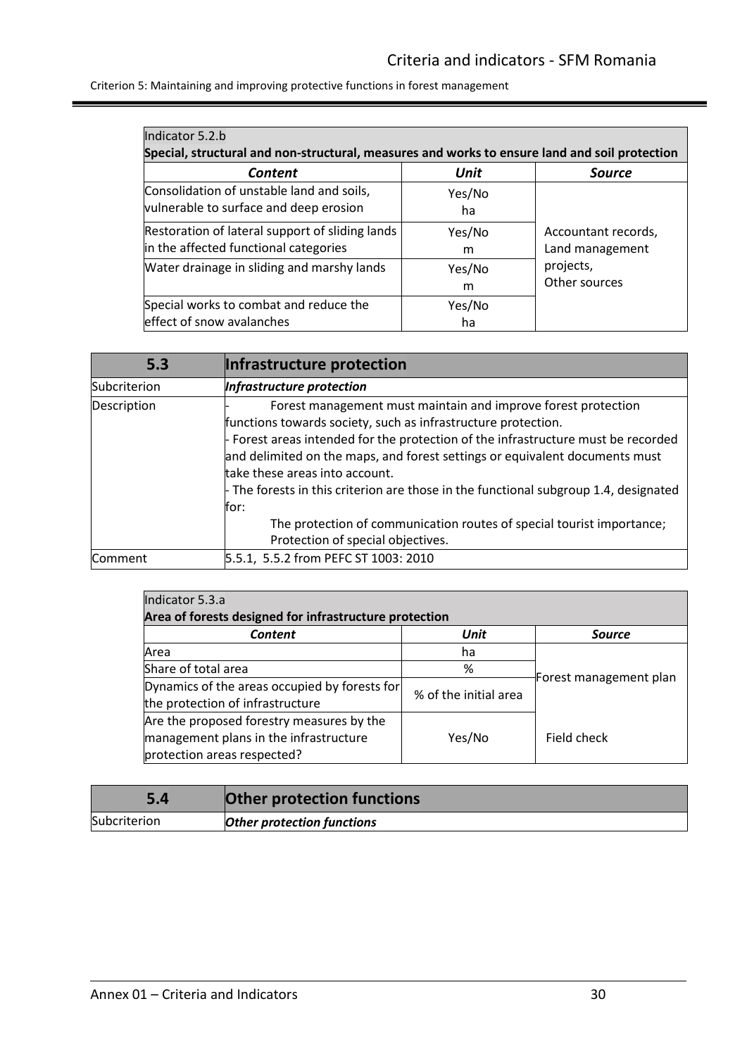| Indicator 5.2.b<br>**Special, structural and non-structural, measures and works to ensure land and soil protection** | | |
|---|---|---|
| ***Content*** | ***Unit*** | ***Source*** |
| Consolidation of unstable land and soils, vulnerable to surface and deep erosion | Yes/No<br>ha | Accountant records, Land management projects, Other sources |
| Restoration of lateral support of sliding lands in the affected functional categories | Yes/No<br>m | |
| Water drainage in sliding and marshy lands | Yes/No<br>m | |
| Special works to combat and reduce the effect of snow avalanches | Yes/No<br>ha | |

| 5.3 | Infrastructure protection |
|---|---|
| Subcriterion | ***Infrastructure protection*** |
| Description | - Forest management must maintain and improve forest protection functions towards society, such as infrastructure protection.<br>- Forest areas intended for the protection of the infrastructure must be recorded and delimited on the maps, and forest settings or equivalent documents must take these areas into account.<br>- The forests in this criterion are those in the functional subgroup 1.4, designated for:<br>The protection of communication routes of special tourist importance;<br>Protection of special objectives. |
| Comment | 5.5.1, 5.5.2 from PEFC ST 1003: 2010 |

| Indicator 5.3.a<br>**Area of forests designed for infrastructure protection** | | |
|---|---|---|
| ***Content*** | ***Unit*** | ***Source*** |
| Area | ha | Forest management plan |
| Share of total area | % | |
| Dynamics of the areas occupied by forests for the protection of infrastructure | % of the initial area | |
| Are the proposed forestry measures by the management plans in the infrastructure protection areas respected? | Yes/No | Field check |

| 5.4 | Other protection functions |
|---|---|
| Subcriterion | ***Other protection functions*** |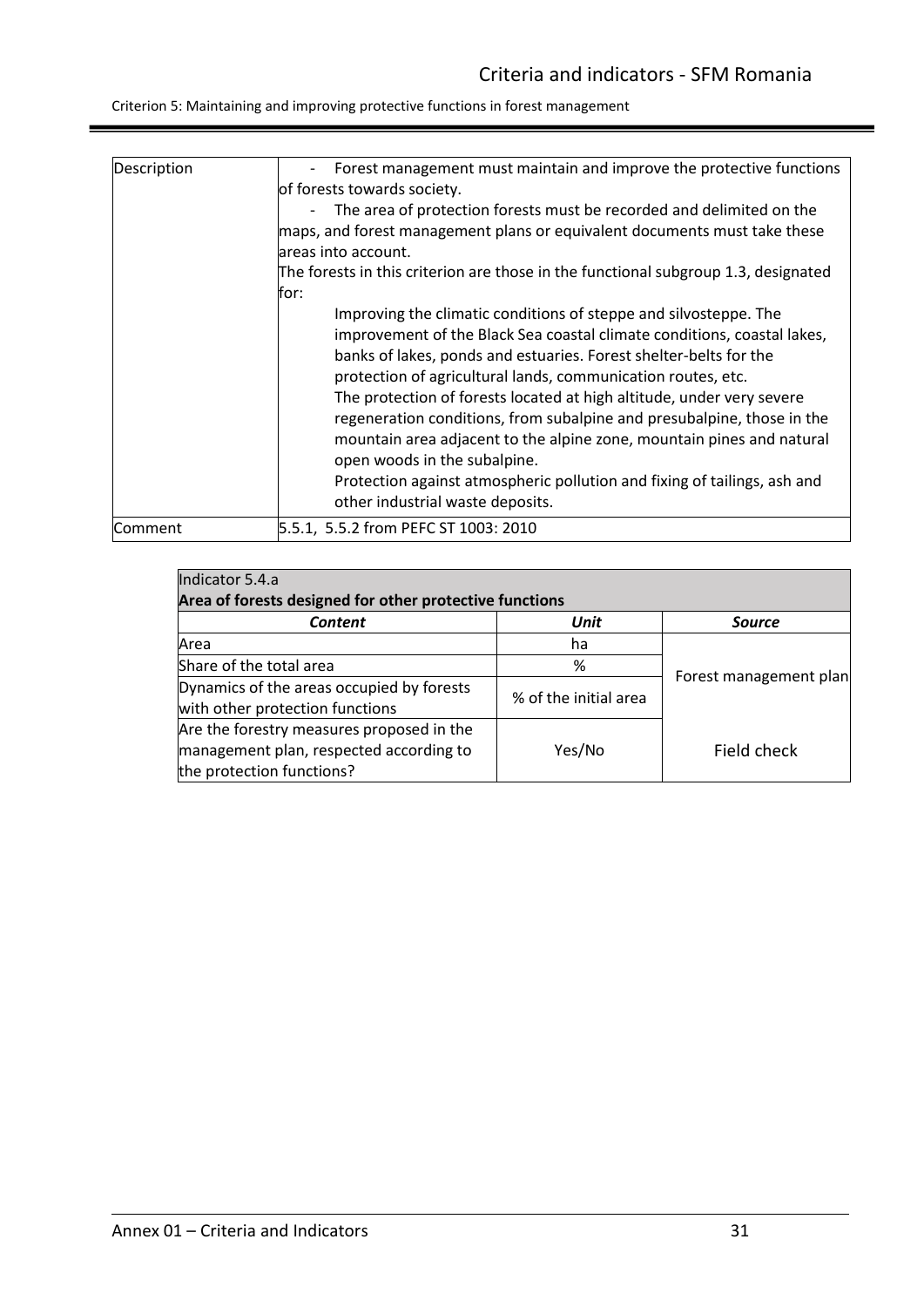| Description | - Forest management must maintain and improve the protective functions of forests towards society.<br>- The area of protection forests must be recorded and delimited on the maps, and forest management plans or equivalent documents must take these areas into account.<br>The forests in this criterion are those in the functional subgroup 1.3, designated for:<br>Improving the climatic conditions of steppe and silvosteppe. The improvement of the Black Sea coastal climate conditions, coastal lakes, banks of lakes, ponds and estuaries. Forest shelter-belts for the protection of agricultural lands, communication routes, etc.<br>The protection of forests located at high altitude, under very severe regeneration conditions, from subalpine and presubalpine, those in the mountain area adjacent to the alpine zone, mountain pines and natural open woods in the subalpine.<br>Protection against atmospheric pollution and fixing of tailings, ash and other industrial waste deposits. |
|---|---|
| Comment | 5.5.1, 5.5.2 from PEFC ST 1003: 2010 |

| Indicator 5.4.a<br>**Area of forests designed for other protective functions** | | |
|---|---|---|
| ***Content*** | ***Unit*** | ***Source*** |
| Area | ha | Forest management plan |
| Share of the total area | % | |
| Dynamics of the areas occupied by forests with other protection functions | % of the initial area | |
| Are the forestry measures proposed in the management plan, respected according to the protection functions? | Yes/No | Field check |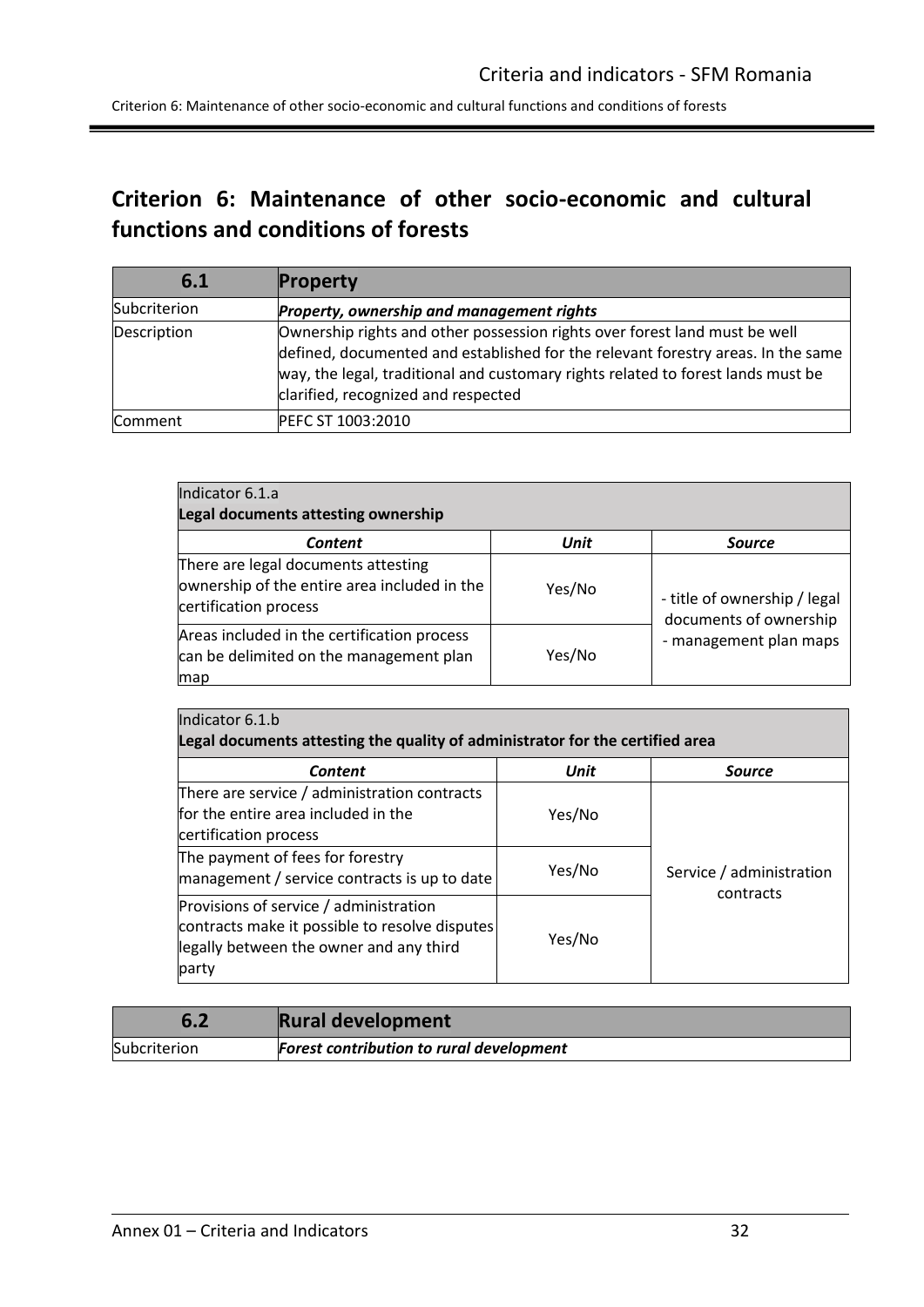## Criterion 6: Maintenance of other socio-economic and cultural functions and conditions of forests

| 6.1 | Property |
|---|---|
| Subcriterion | ***Property, ownership and management rights*** |
| Description | Ownership rights and other possession rights over forest land must be well defined, documented and established for the relevant forestry areas. In the same way, the legal, traditional and customary rights related to forest lands must be clarified, recognized and respected |
| Comment | PEFC ST 1003:2010 |

| Indicator 6.1.a<br>**Legal documents attesting ownership** | | |
|---|---|---|
| ***Content*** | ***Unit*** | ***Source*** |
| There are legal documents attesting ownership of the entire area included in the certification process | Yes/No | - title of ownership / legal documents of ownership<br>- management plan maps |
| Areas included in the certification process can be delimited on the management plan map | Yes/No | |

| Indicator 6.1.b<br>**Legal documents attesting the quality of administrator for the certified area** | | |
|---|---|---|
| ***Content*** | ***Unit*** | ***Source*** |
| There are service / administration contracts for the entire area included in the certification process | Yes/No | Service / administration contracts |
| The payment of fees for forestry management / service contracts is up to date | Yes/No | |
| Provisions of service / administration contracts make it possible to resolve disputes legally between the owner and any third party | Yes/No | |

| 6.2 | Rural development |
|---|---|
| Subcriterion | ***Forest contribution to rural development*** |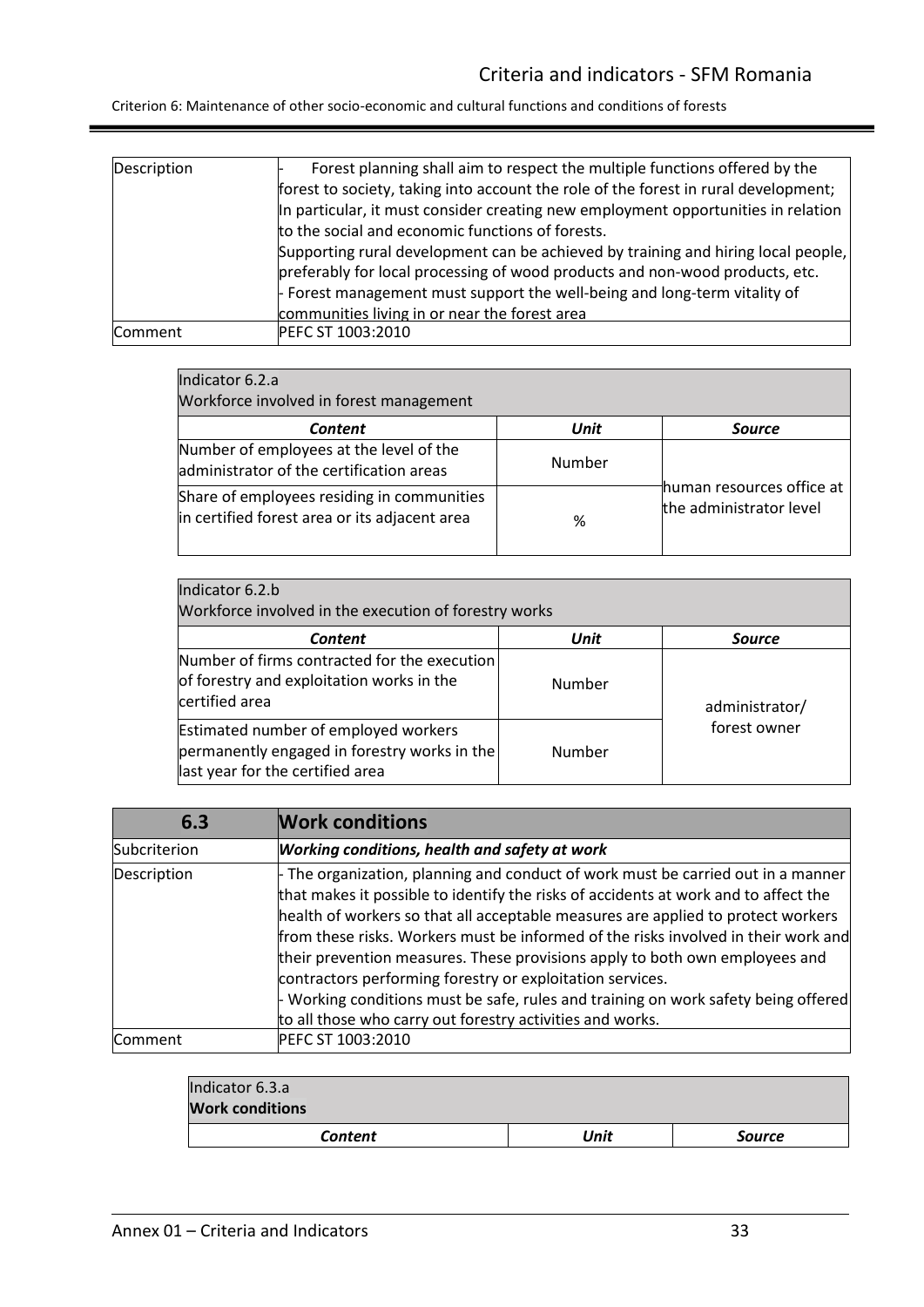| Description | - Forest planning shall aim to respect the multiple functions offered by the forest to society, taking into account the role of the forest in rural development; In particular, it must consider creating new employment opportunities in relation to the social and economic functions of forests.<br>Supporting rural development can be achieved by training and hiring local people, preferably for local processing of wood products and non-wood products, etc.<br>- Forest management must support the well-being and long-term vitality of communities living in or near the forest area |
|---|---|
| Comment | PEFC ST 1003:2010 |

| Indicator 6.2.a<br>Workforce involved in forest management | | |
|---|---|---|
| ***Content*** | ***Unit*** | ***Source*** |
| Number of employees at the level of the administrator of the certification areas | Number | human resources office at the administrator level |
| Share of employees residing in communities in certified forest area or its adjacent area | % | |

| Indicator 6.2.b<br>Workforce involved in the execution of forestry works | | |
|---|---|---|
| ***Content*** | ***Unit*** | ***Source*** |
| Number of firms contracted for the execution of forestry and exploitation works in the certified area | Number | administrator/ forest owner |
| Estimated number of employed workers permanently engaged in forestry works in the last year for the certified area | Number | |

| **6.3** | **Work conditions** |
|---|---|
| Subcriterion | ***Working conditions, health and safety at work*** |
| Description | - The organization, planning and conduct of work must be carried out in a manner that makes it possible to identify the risks of accidents at work and to affect the health of workers so that all acceptable measures are applied to protect workers from these risks. Workers must be informed of the risks involved in their work and their prevention measures. These provisions apply to both own employees and contractors performing forestry or exploitation services.<br>- Working conditions must be safe, rules and training on work safety being offered to all those who carry out forestry activities and works. |
| Comment | PEFC ST 1003:2010 |

| Indicator 6.3.a<br>**Work conditions** | | |
|---|---|---|
| ***Content*** | ***Unit*** | ***Source*** |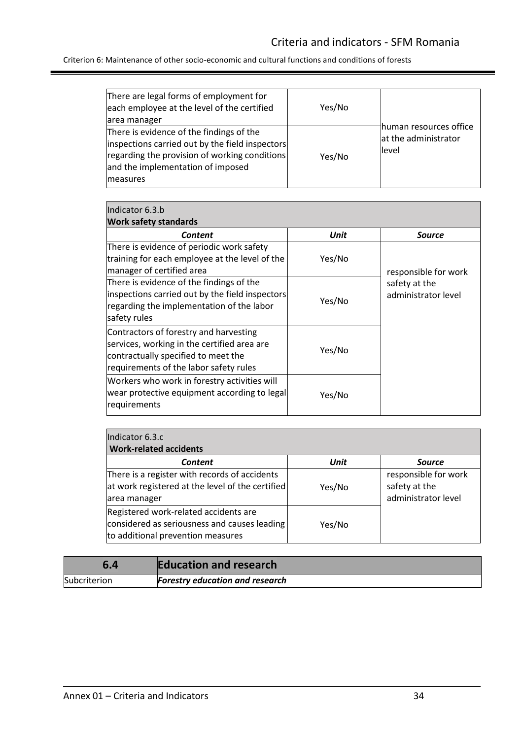| | | |
|---|---|---|
| There are legal forms of employment for each employee at the level of the certified area manager | Yes/No | human resources office at the administrator level |
| There is evidence of the findings of the inspections carried out by the field inspectors regarding the provision of working conditions and the implementation of imposed measures | Yes/No | |

| Indicator 6.3.b<br>**Work safety standards** | | |
|---|---|---|
| ***Content*** | ***Unit*** | ***Source*** |
| There is evidence of periodic work safety training for each employee at the level of the manager of certified area | Yes/No | responsible for work safety at the administrator level |
| There is evidence of the findings of the inspections carried out by the field inspectors regarding the implementation of the labor safety rules | Yes/No | |
| Contractors of forestry and harvesting services, working in the certified area are contractually specified to meet the requirements of the labor safety rules | Yes/No | |
| Workers who work in forestry activities will wear protective equipment according to legal requirements | Yes/No | |

| Indicator 6.3.c<br>**Work-related accidents** | | |
|---|---|---|
| ***Content*** | ***Unit*** | ***Source*** |
| There is a register with records of accidents at work registered at the level of the certified area manager | Yes/No | responsible for work safety at the administrator level |
| Registered work-related accidents are considered as seriousness and causes leading to additional prevention measures | Yes/No | |

| **6.4** | **Education and research** |
|---|---|
| Subcriterion | ***Forestry education and research*** |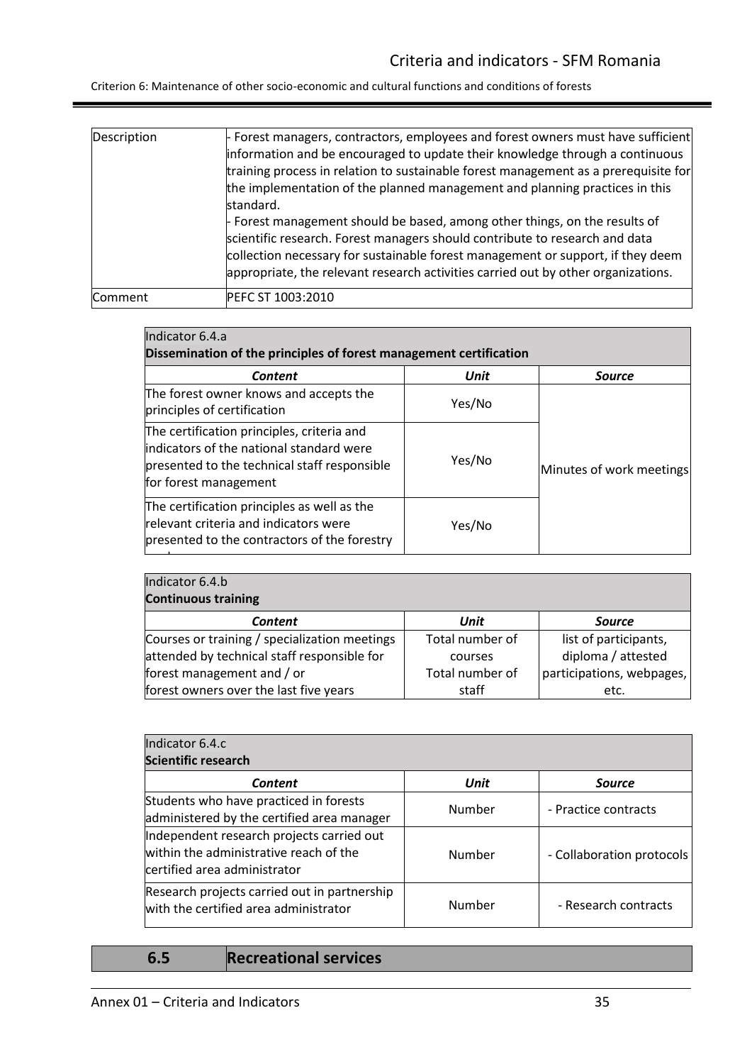| Description | - Forest managers, contractors, employees and forest owners must have sufficient information and be encouraged to update their knowledge through a continuous training process in relation to sustainable forest management as a prerequisite for the implementation of the planned management and planning practices in this standard.<br>- Forest management should be based, among other things, on the results of scientific research. Forest managers should contribute to research and data collection necessary for sustainable forest management or support, if they deem appropriate, the relevant research activities carried out by other organizations. |
|---|---|
| Comment | PEFC ST 1003:2010 |

| Indicator 6.4.a<br>**Dissemination of the principles of forest management certification** | | |
|---|---|---|
| ***Content*** | ***Unit*** | ***Source*** |
| The forest owner knows and accepts the principles of certification | Yes/No | Minutes of work meetings |
| The certification principles, criteria and indicators of the national standard were presented to the technical staff responsible for forest management | Yes/No | |
| The certification principles as well as the relevant criteria and indicators were presented to the contractors of the forestry | Yes/No | |

| Indicator 6.4.b<br>**Continuous training** | | |
|---|---|---|
| ***Content*** | ***Unit*** | ***Source*** |
| Courses or training / specialization meetings attended by technical staff responsible for forest management and / or forest owners over the last five years | Total number of courses<br>Total number of staff | list of participants, diploma / attested participations, webpages, etc. |

| Indicator 6.4.c<br>**Scientific research** | | |
|---|---|---|
| ***Content*** | ***Unit*** | ***Source*** |
| Students who have practiced in forests administered by the certified area manager | Number | - Practice contracts |
| Independent research projects carried out within the administrative reach of the certified area administrator | Number | - Collaboration protocols |
| Research projects carried out in partnership with the certified area administrator | Number | - Research contracts |

## 6.5 Recreational services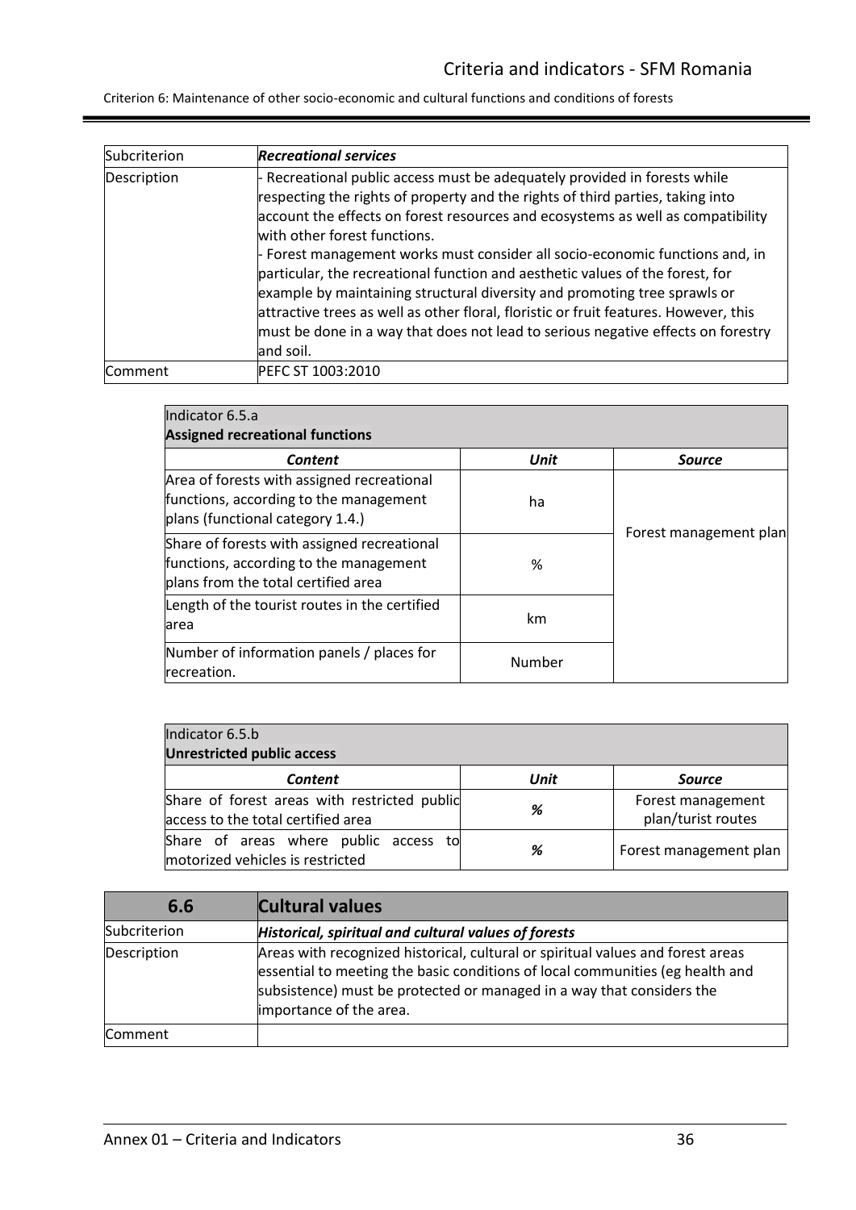| Subcriterion | ***Recreational services*** |
| --- | --- |
| Description | - Recreational public access must be adequately provided in forests while respecting the rights of property and the rights of third parties, taking into account the effects on forest resources and ecosystems as well as compatibility with other forest functions.<br>- Forest management works must consider all socio-economic functions and, in particular, the recreational function and aesthetic values of the forest, for example by maintaining structural diversity and promoting tree sprawls or attractive trees as well as other floral, floristic or fruit features. However, this must be done in a way that does not lead to serious negative effects on forestry and soil. |
| Comment | PEFC ST 1003:2010 |

**Indicator 6.5.a**
**Assigned recreational functions**

| *Content* | *Unit* | *Source* |
| --- | --- | --- |
| Area of forests with assigned recreational functions, according to the management plans (functional category 1.4.) | ha | Forest management plan |
| Share of forests with assigned recreational functions, according to the management plans from the total certified area | % | |
| Length of the tourist routes in the certified area | km | |
| Number of information panels / places for recreation. | Number | |

**Indicator 6.5.b**
**Unrestricted public access**

| *Content* | *Unit* | *Source* |
| --- | --- | --- |
| Share of forest areas with restricted public access to the total certified area | *%* | Forest management plan/turist routes |
| Share of areas where public access to motorized vehicles is restricted | *%* | Forest management plan |

| 6.6 | Cultural values |
| --- | --- |
| Subcriterion | ***Historical, spiritual and cultural values of forests*** |
| Description | Areas with recognized historical, cultural or spiritual values and forest areas essential to meeting the basic conditions of local communities (eg health and subsistence) must be protected or managed in a way that considers the importance of the area. |
| Comment | |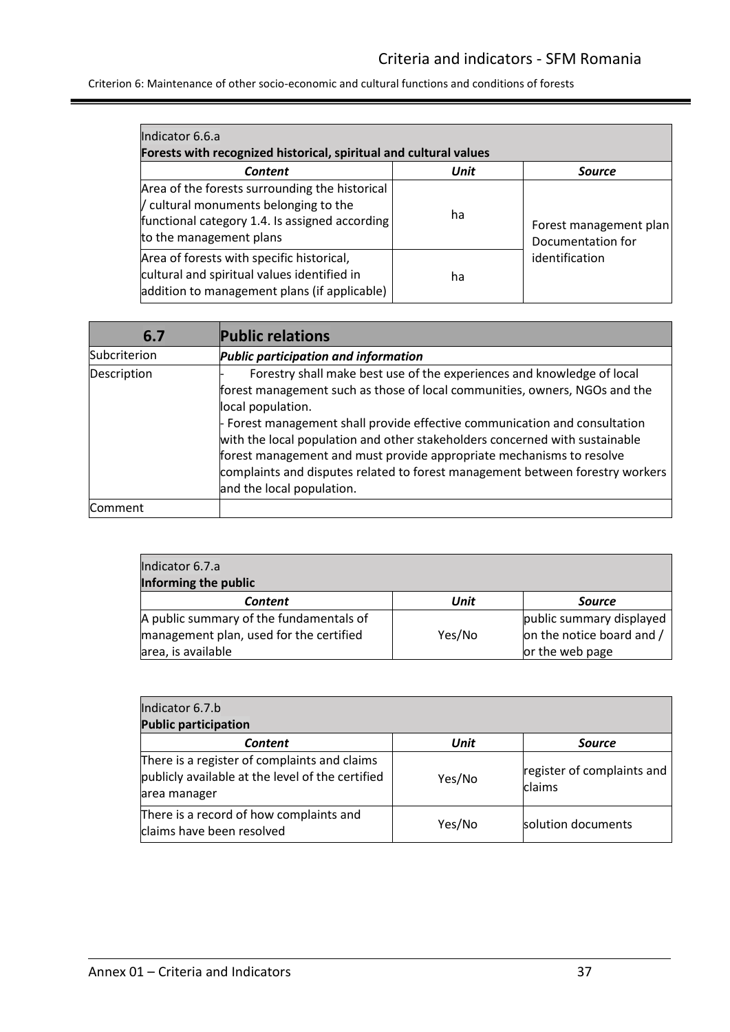| Indicator 6.6.a<br>**Forests with recognized historical, spiritual and cultural values** | | |
|---|---|---|
| ***Content*** | ***Unit*** | ***Source*** |
| Area of the forests surrounding the historical / cultural monuments belonging to the functional category 1.4. Is assigned according to the management plans | ha | Forest management plan Documentation for identification |
| Area of forests with specific historical, cultural and spiritual values identified in addition to management plans (if applicable) | ha | |

| **6.7** | **Public relations** |
|---|---|
| Subcriterion | ***Public participation and information*** |
| Description | - Forestry shall make best use of the experiences and knowledge of local forest management such as those of local communities, owners, NGOs and the local population.<br>- Forest management shall provide effective communication and consultation with the local population and other stakeholders concerned with sustainable forest management and must provide appropriate mechanisms to resolve complaints and disputes related to forest management between forestry workers and the local population. |
| Comment | |

| Indicator 6.7.a<br>**Informing the public** | | |
|---|---|---|
| ***Content*** | ***Unit*** | ***Source*** |
| A public summary of the fundamentals of management plan, used for the certified area, is available | Yes/No | public summary displayed on the notice board and / or the web page |

| Indicator 6.7.b<br>**Public participation** | | |
|---|---|---|
| ***Content*** | ***Unit*** | ***Source*** |
| There is a register of complaints and claims publicly available at the level of the certified area manager | Yes/No | register of complaints and claims |
| There is a record of how complaints and claims have been resolved | Yes/No | solution documents |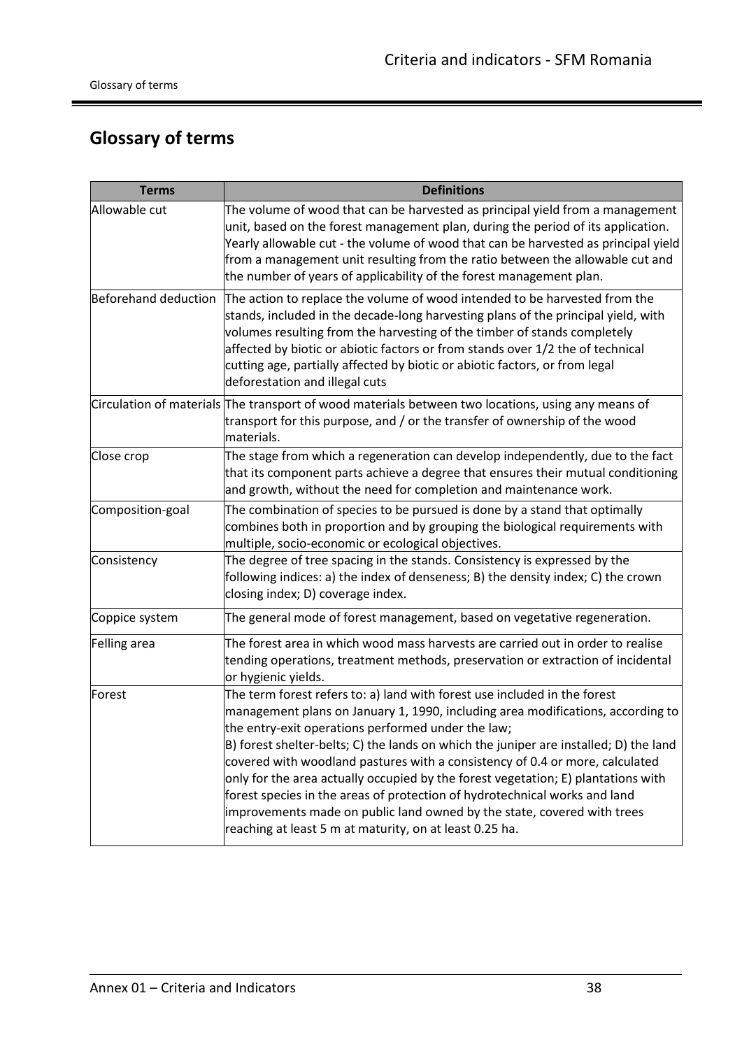## Glossary of terms

| Terms | Definitions |
| --- | --- |
| Allowable cut | The volume of wood that can be harvested as principal yield from a management unit, based on the forest management plan, during the period of its application. Yearly allowable cut - the volume of wood that can be harvested as principal yield from a management unit resulting from the ratio between the allowable cut and the number of years of applicability of the forest management plan. |
| Beforehand deduction | The action to replace the volume of wood intended to be harvested from the stands, included in the decade-long harvesting plans of the principal yield, with volumes resulting from the harvesting of the timber of stands completely affected by biotic or abiotic factors or from stands over 1/2 the of technical cutting age, partially affected by biotic or abiotic factors, or from legal deforestation and illegal cuts |
| Circulation of materials | The transport of wood materials between two locations, using any means of transport for this purpose, and / or the transfer of ownership of the wood materials. |
| Close crop | The stage from which a regeneration can develop independently, due to the fact that its component parts achieve a degree that ensures their mutual conditioning and growth, without the need for completion and maintenance work. |
| Composition-goal | The combination of species to be pursued is done by a stand that optimally combines both in proportion and by grouping the biological requirements with multiple, socio-economic or ecological objectives. |
| Consistency | The degree of tree spacing in the stands. Consistency is expressed by the following indices: a) the index of denseness; B) the density index; C) the crown closing index; D) coverage index. |
| Coppice system | The general mode of forest management, based on vegetative regeneration. |
| Felling area | The forest area in which wood mass harvests are carried out in order to realise tending operations, treatment methods, preservation or extraction of incidental or hygienic yields. |
| Forest | The term forest refers to: a) land with forest use included in the forest management plans on January 1, 1990, including area modifications, according to the entry-exit operations performed under the law;<br>B) forest shelter-belts; C) the lands on which the juniper are installed; D) the land covered with woodland pastures with a consistency of 0.4 or more, calculated only for the area actually occupied by the forest vegetation; E) plantations with forest species in the areas of protection of hydrotechnical works and land improvements made on public land owned by the state, covered with trees reaching at least 5 m at maturity, on at least 0.25 ha. |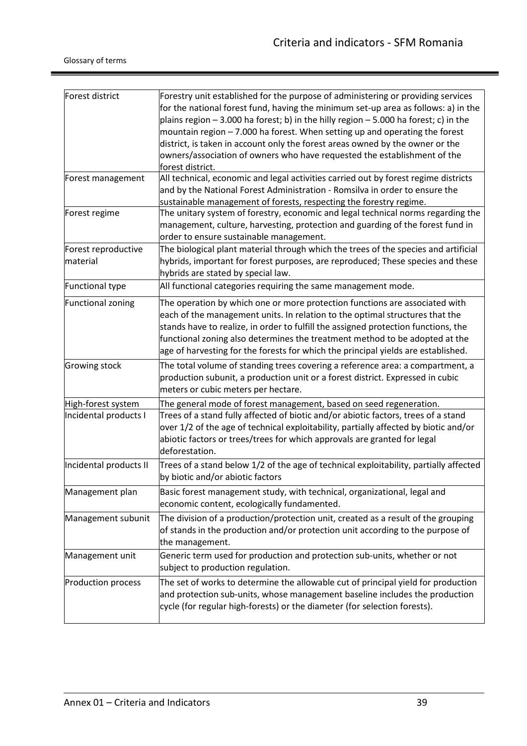| | |
|---|---|
| Forest district | Forestry unit established for the purpose of administering or providing services for the national forest fund, having the minimum set-up area as follows: a) in the plains region – 3.000 ha forest; b) in the hilly region – 5.000 ha forest; c) in the mountain region – 7.000 ha forest. When setting up and operating the forest district, is taken in account only the forest areas owned by the owner or the owners/association of owners who have requested the establishment of the forest district. |
| Forest management | All technical, economic and legal activities carried out by forest regime districts and by the National Forest Administration - Romsilva in order to ensure the sustainable management of forests, respecting the forestry regime. |
| Forest regime | The unitary system of forestry, economic and legal technical norms regarding the management, culture, harvesting, protection and guarding of the forest fund in order to ensure sustainable management. |
| Forest reproductive material | The biological plant material through which the trees of the species and artificial hybrids, important for forest purposes, are reproduced; These species and these hybrids are stated by special law. |
| Functional type | All functional categories requiring the same management mode. |
| Functional zoning | The operation by which one or more protection functions are associated with each of the management units. In relation to the optimal structures that the stands have to realize, in order to fulfill the assigned protection functions, the functional zoning also determines the treatment method to be adopted at the age of harvesting for the forests for which the principal yields are established. |
| Growing stock | The total volume of standing trees covering a reference area: a compartment, a production subunit, a production unit or a forest district. Expressed in cubic meters or cubic meters per hectare. |
| High-forest system | The general mode of forest management, based on seed regeneration. |
| Incidental products I | Trees of a stand fully affected of biotic and/or abiotic factors, trees of a stand over 1/2 of the age of technical exploitability, partially affected by biotic and/or abiotic factors or trees/trees for which approvals are granted for legal deforestation. |
| Incidental products II | Trees of a stand below 1/2 of the age of technical exploitability, partially affected by biotic and/or abiotic factors |
| Management plan | Basic forest management study, with technical, organizational, legal and economic content, ecologically fundamented. |
| Management subunit | The division of a production/protection unit, created as a result of the grouping of stands in the production and/or protection unit according to the purpose of the management. |
| Management unit | Generic term used for production and protection sub-units, whether or not subject to production regulation. |
| Production process | The set of works to determine the allowable cut of principal yield for production and protection sub-units, whose management baseline includes the production cycle (for regular high-forests) or the diameter (for selection forests). |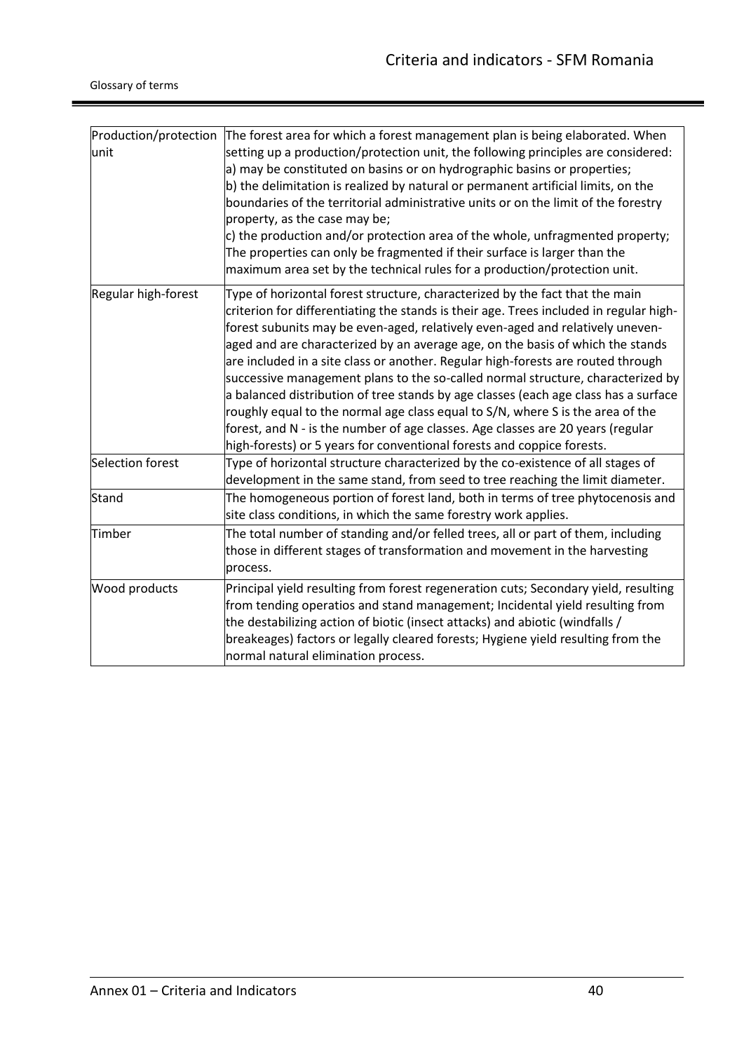| | |
|---|---|
| Production/protection unit | The forest area for which a forest management plan is being elaborated. When setting up a production/protection unit, the following principles are considered: a) may be constituted on basins or on hydrographic basins or properties; b) the delimitation is realized by natural or permanent artificial limits, on the boundaries of the territorial administrative units or on the limit of the forestry property, as the case may be; c) the production and/or protection area of the whole, unfragmented property; The properties can only be fragmented if their surface is larger than the maximum area set by the technical rules for a production/protection unit. |
| Regular high-forest | Type of horizontal forest structure, characterized by the fact that the main criterion for differentiating the stands is their age. Trees included in regular high-forest subunits may be even-aged, relatively even-aged and relatively uneven-aged and are characterized by an average age, on the basis of which the stands are included in a site class or another. Regular high-forests are routed through successive management plans to the so-called normal structure, characterized by a balanced distribution of tree stands by age classes (each age class has a surface roughly equal to the normal age class equal to S/N, where S is the area of the forest, and N - is the number of age classes. Age classes are 20 years (regular high-forests) or 5 years for conventional forests and coppice forests. |
| Selection forest | Type of horizontal structure characterized by the co-existence of all stages of development in the same stand, from seed to tree reaching the limit diameter. |
| Stand | The homogeneous portion of forest land, both in terms of tree phytocenosis and site class conditions, in which the same forestry work applies. |
| Timber | The total number of standing and/or felled trees, all or part of them, including those in different stages of transformation and movement in the harvesting process. |
| Wood products | Principal yield resulting from forest regeneration cuts; Secondary yield, resulting from tending operatios and stand management; Incidental yield resulting from the destabilizing action of biotic (insect attacks) and abiotic (windfalls / breakeages) factors or legally cleared forests; Hygiene yield resulting from the normal natural elimination process. |